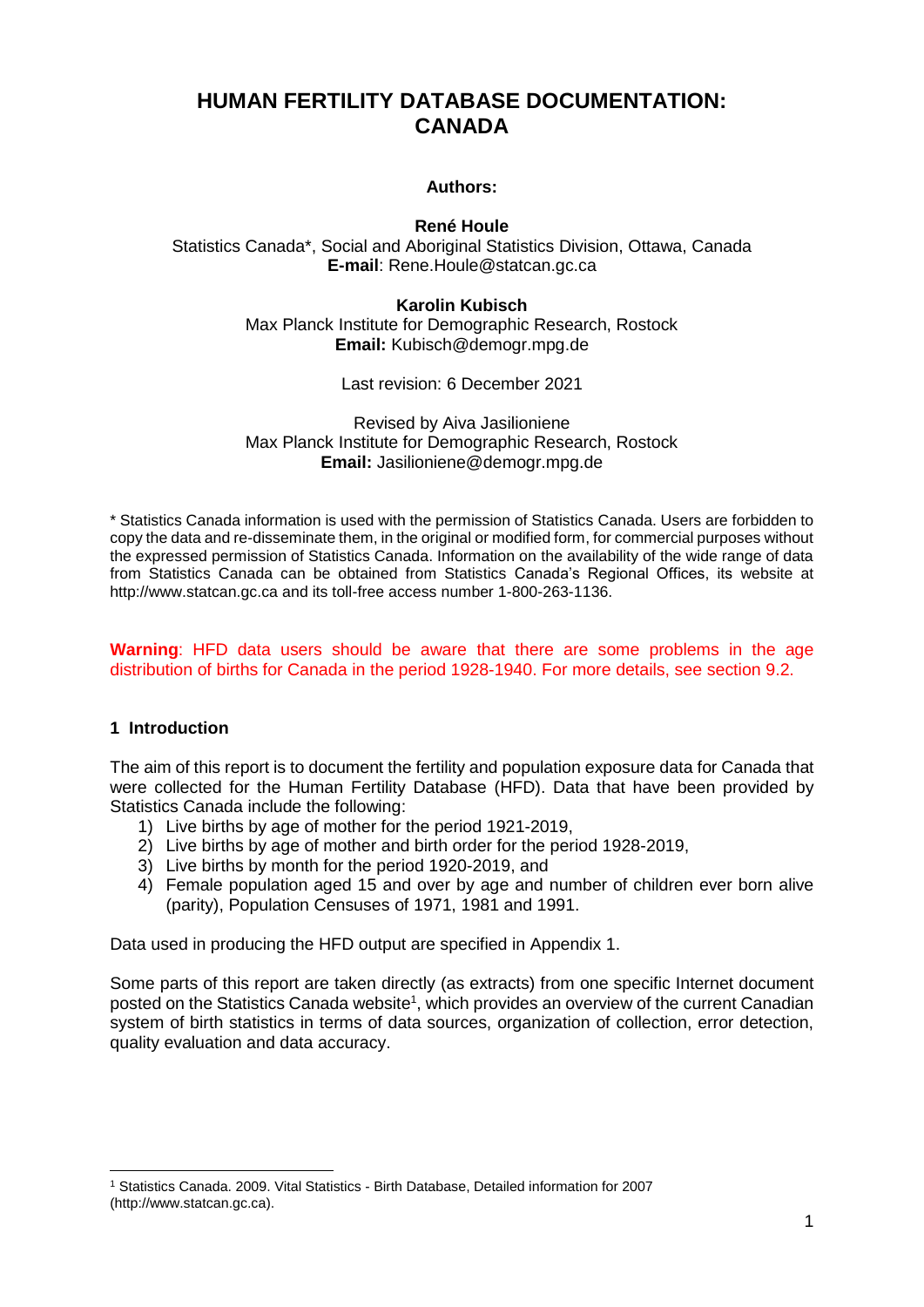# HUMAN FERTILITY DATABASE DOCUMENTATION: CANADA

**Authors:**

**René Houle**
Statistics Canada*, Social and Aboriginal Statistics Division, Ottawa, Canada
**E-mail**: Rene.Houle@statcan.gc.ca

**Karolin Kubisch**
Max Planck Institute for Demographic Research, Rostock
**Email:** Kubisch@demogr.mpg.de

Last revision: 6 December 2021

Revised by Aiva Jasilioniene
Max Planck Institute for Demographic Research, Rostock
**Email:** Jasilioniene@demogr.mpg.de

* Statistics Canada information is used with the permission of Statistics Canada. Users are forbidden to copy the data and re-disseminate them, in the original or modified form, for commercial purposes without the expressed permission of Statistics Canada. Information on the availability of the wide range of data from Statistics Canada can be obtained from Statistics Canada's Regional Offices, its website at http://www.statcan.gc.ca and its toll-free access number 1-800-263-1136.

**Warning**: HFD data users should be aware that there are some problems in the age distribution of births for Canada in the period 1928-1940. For more details, see section 9.2.

## 1 Introduction

The aim of this report is to document the fertility and population exposure data for Canada that were collected for the Human Fertility Database (HFD). Data that have been provided by Statistics Canada include the following:

1) Live births by age of mother for the period 1921-2019,
2) Live births by age of mother and birth order for the period 1928-2019,
3) Live births by month for the period 1920-2019, and
4) Female population aged 15 and over by age and number of children ever born alive (parity), Population Censuses of 1971, 1981 and 1991.

Data used in producing the HFD output are specified in Appendix 1.

Some parts of this report are taken directly (as extracts) from one specific Internet document posted on the Statistics Canada website[1], which provides an overview of the current Canadian system of birth statistics in terms of data sources, organization of collection, error detection, quality evaluation and data accuracy.

[1] Statistics Canada. 2009. Vital Statistics - Birth Database, Detailed information for 2007 (http://www.statcan.gc.ca).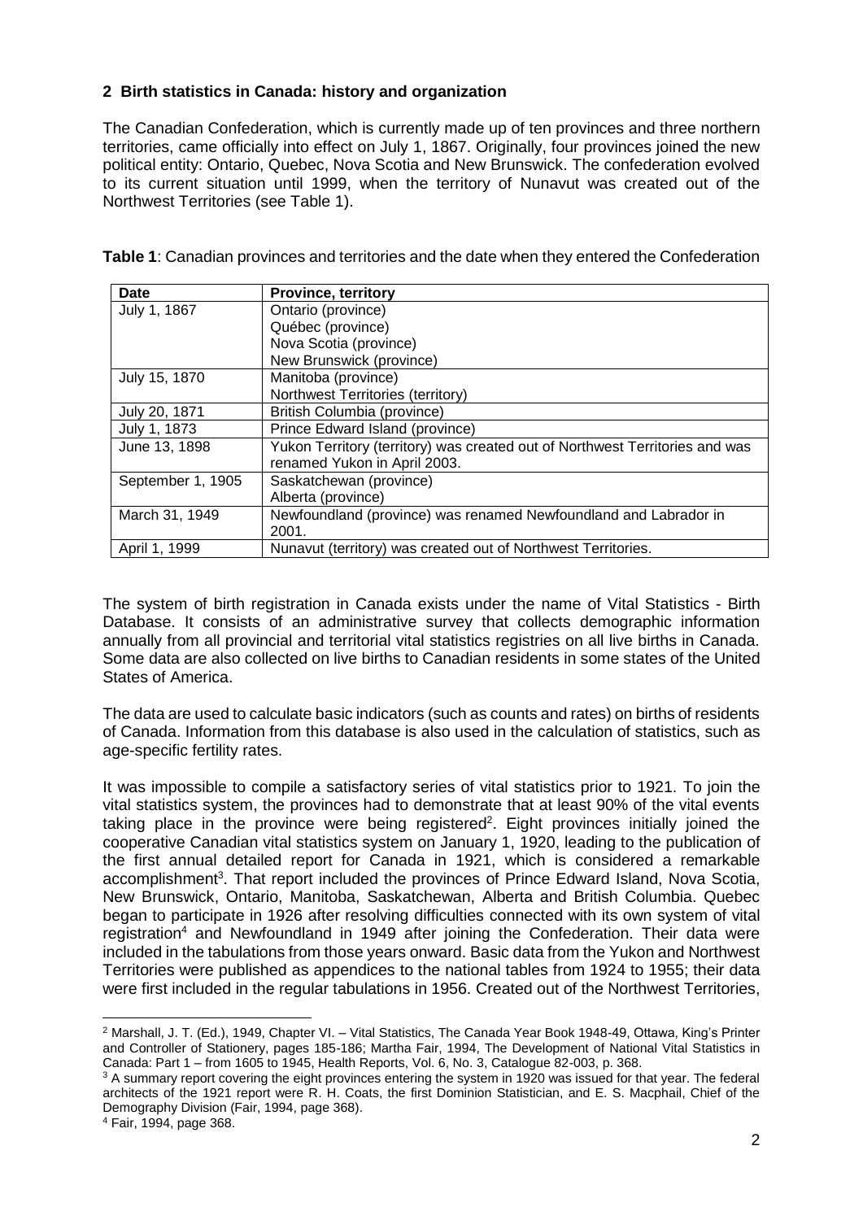## 2 Birth statistics in Canada: history and organization

The Canadian Confederation, which is currently made up of ten provinces and three northern territories, came officially into effect on July 1, 1867. Originally, four provinces joined the new political entity: Ontario, Quebec, Nova Scotia and New Brunswick. The confederation evolved to its current situation until 1999, when the territory of Nunavut was created out of the Northwest Territories (see Table 1).

**Table 1**: Canadian provinces and territories and the date when they entered the Confederation

| Date | Province, territory |
|---|---|
| July 1, 1867 | Ontario (province)<br>Québec (province)<br>Nova Scotia (province)<br>New Brunswick (province) |
| July 15, 1870 | Manitoba (province)<br>Northwest Territories (territory) |
| July 20, 1871 | British Columbia (province) |
| July 1, 1873 | Prince Edward Island (province) |
| June 13, 1898 | Yukon Territory (territory) was created out of Northwest Territories and was renamed Yukon in April 2003. |
| September 1, 1905 | Saskatchewan (province)<br>Alberta (province) |
| March 31, 1949 | Newfoundland (province) was renamed Newfoundland and Labrador in 2001. |
| April 1, 1999 | Nunavut (territory) was created out of Northwest Territories. |

The system of birth registration in Canada exists under the name of Vital Statistics - Birth Database. It consists of an administrative survey that collects demographic information annually from all provincial and territorial vital statistics registries on all live births in Canada. Some data are also collected on live births to Canadian residents in some states of the United States of America.

The data are used to calculate basic indicators (such as counts and rates) on births of residents of Canada. Information from this database is also used in the calculation of statistics, such as age-specific fertility rates.

It was impossible to compile a satisfactory series of vital statistics prior to 1921. To join the vital statistics system, the provinces had to demonstrate that at least 90% of the vital events taking place in the province were being registered[2]. Eight provinces initially joined the cooperative Canadian vital statistics system on January 1, 1920, leading to the publication of the first annual detailed report for Canada in 1921, which is considered a remarkable accomplishment[3]. That report included the provinces of Prince Edward Island, Nova Scotia, New Brunswick, Ontario, Manitoba, Saskatchewan, Alberta and British Columbia. Quebec began to participate in 1926 after resolving difficulties connected with its own system of vital registration[4] and Newfoundland in 1949 after joining the Confederation. Their data were included in the tabulations from those years onward. Basic data from the Yukon and Northwest Territories were published as appendices to the national tables from 1924 to 1955; their data were first included in the regular tabulations in 1956. Created out of the Northwest Territories,

[2] Marshall, J. T. (Ed.), 1949, Chapter VI. – Vital Statistics, The Canada Year Book 1948-49, Ottawa, King's Printer and Controller of Stationery, pages 185-186; Martha Fair, 1994, The Development of National Vital Statistics in Canada: Part 1 – from 1605 to 1945, Health Reports, Vol. 6, No. 3, Catalogue 82-003, p. 368.

[3] A summary report covering the eight provinces entering the system in 1920 was issued for that year. The federal architects of the 1921 report were R. H. Coats, the first Dominion Statistician, and E. S. Macphail, Chief of the Demography Division (Fair, 1994, page 368).

[4] Fair, 1994, page 368.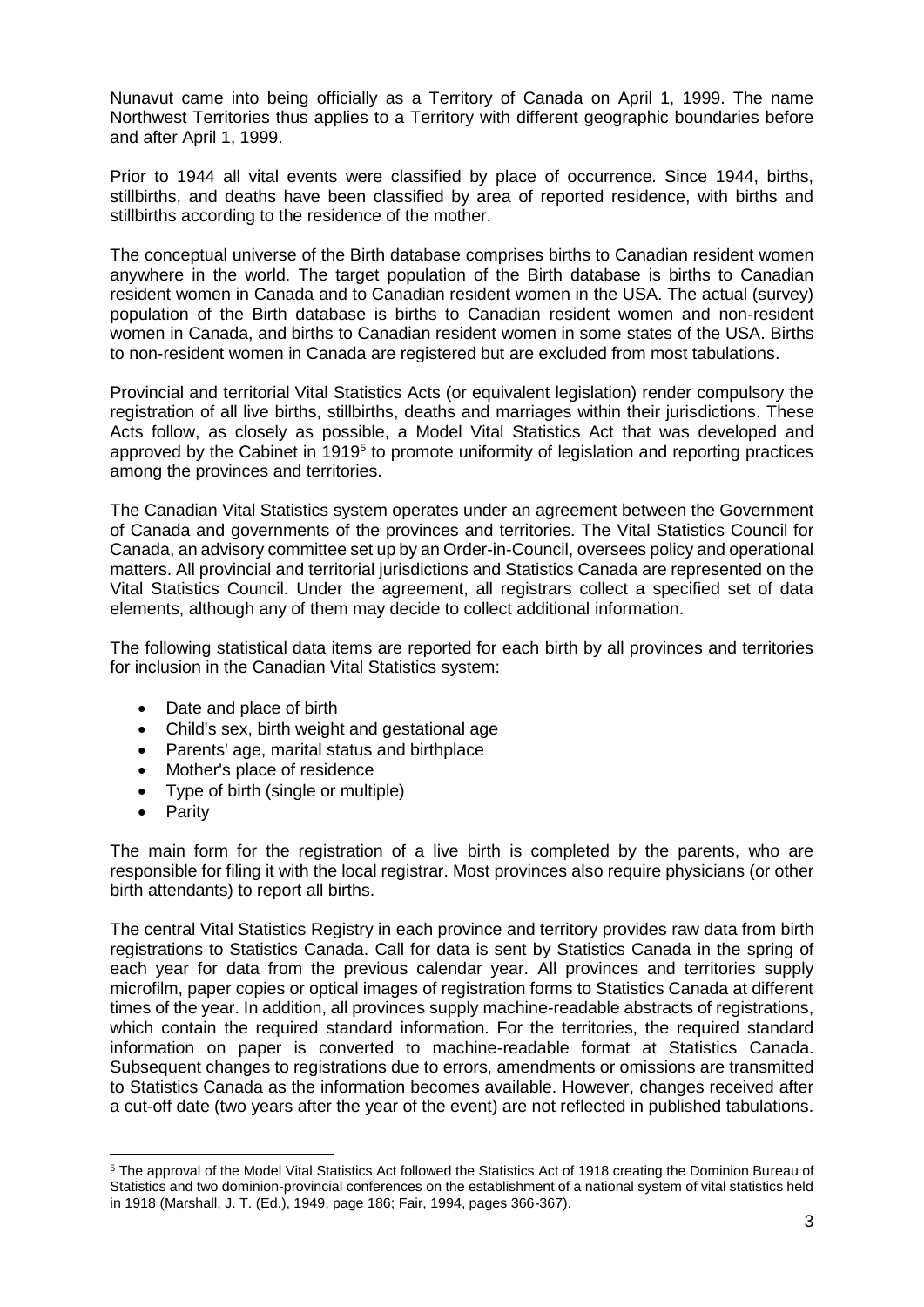Nunavut came into being officially as a Territory of Canada on April 1, 1999. The name Northwest Territories thus applies to a Territory with different geographic boundaries before and after April 1, 1999.

Prior to 1944 all vital events were classified by place of occurrence. Since 1944, births, stillbirths, and deaths have been classified by area of reported residence, with births and stillbirths according to the residence of the mother.

The conceptual universe of the Birth database comprises births to Canadian resident women anywhere in the world. The target population of the Birth database is births to Canadian resident women in Canada and to Canadian resident women in the USA. The actual (survey) population of the Birth database is births to Canadian resident women and non-resident women in Canada, and births to Canadian resident women in some states of the USA. Births to non-resident women in Canada are registered but are excluded from most tabulations.

Provincial and territorial Vital Statistics Acts (or equivalent legislation) render compulsory the registration of all live births, stillbirths, deaths and marriages within their jurisdictions. These Acts follow, as closely as possible, a Model Vital Statistics Act that was developed and approved by the Cabinet in 1919[5] to promote uniformity of legislation and reporting practices among the provinces and territories.

The Canadian Vital Statistics system operates under an agreement between the Government of Canada and governments of the provinces and territories. The Vital Statistics Council for Canada, an advisory committee set up by an Order-in-Council, oversees policy and operational matters. All provincial and territorial jurisdictions and Statistics Canada are represented on the Vital Statistics Council. Under the agreement, all registrars collect a specified set of data elements, although any of them may decide to collect additional information.

The following statistical data items are reported for each birth by all provinces and territories for inclusion in the Canadian Vital Statistics system:

- Date and place of birth
- Child's sex, birth weight and gestational age
- Parents' age, marital status and birthplace
- Mother's place of residence
- Type of birth (single or multiple)
- Parity

The main form for the registration of a live birth is completed by the parents, who are responsible for filing it with the local registrar. Most provinces also require physicians (or other birth attendants) to report all births.

The central Vital Statistics Registry in each province and territory provides raw data from birth registrations to Statistics Canada. Call for data is sent by Statistics Canada in the spring of each year for data from the previous calendar year. All provinces and territories supply microfilm, paper copies or optical images of registration forms to Statistics Canada at different times of the year. In addition, all provinces supply machine-readable abstracts of registrations, which contain the required standard information. For the territories, the required standard information on paper is converted to machine-readable format at Statistics Canada. Subsequent changes to registrations due to errors, amendments or omissions are transmitted to Statistics Canada as the information becomes available. However, changes received after a cut-off date (two years after the year of the event) are not reflected in published tabulations.

[5] The approval of the Model Vital Statistics Act followed the Statistics Act of 1918 creating the Dominion Bureau of Statistics and two dominion-provincial conferences on the establishment of a national system of vital statistics held in 1918 (Marshall, J. T. (Ed.), 1949, page 186; Fair, 1994, pages 366-367).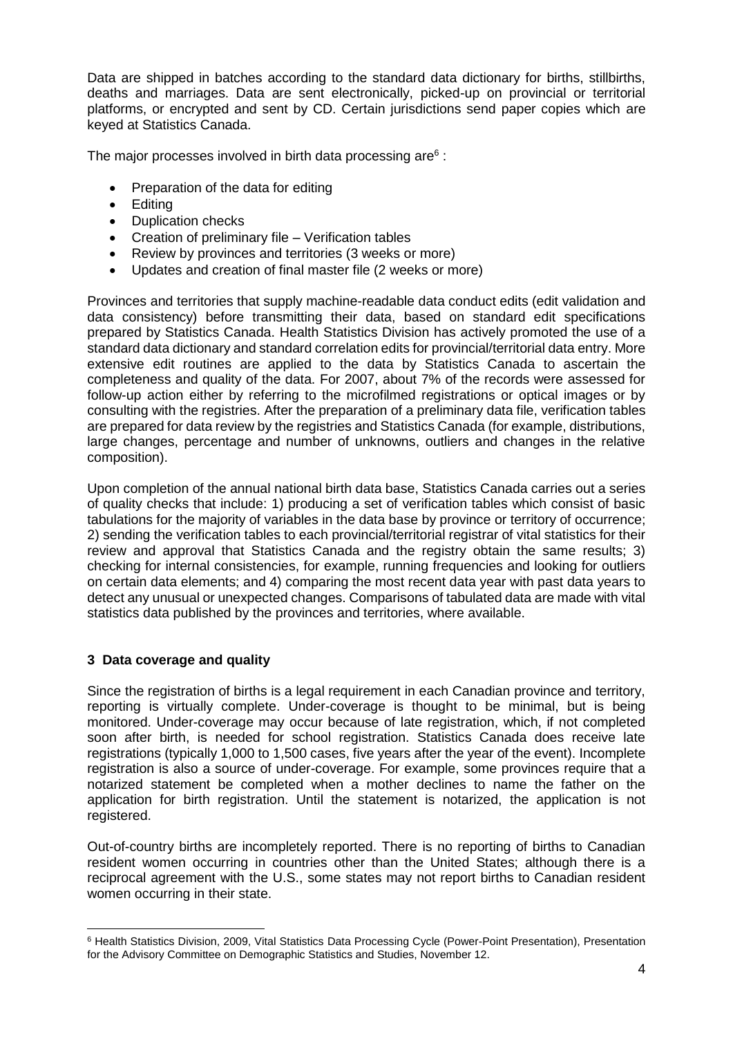Data are shipped in batches according to the standard data dictionary for births, stillbirths, deaths and marriages. Data are sent electronically, picked-up on provincial or territorial platforms, or encrypted and sent by CD. Certain jurisdictions send paper copies which are keyed at Statistics Canada.

The major processes involved in birth data processing are[6] :

- Preparation of the data for editing
- Editing
- Duplication checks
- Creation of preliminary file – Verification tables
- Review by provinces and territories (3 weeks or more)
- Updates and creation of final master file (2 weeks or more)

Provinces and territories that supply machine-readable data conduct edits (edit validation and data consistency) before transmitting their data, based on standard edit specifications prepared by Statistics Canada. Health Statistics Division has actively promoted the use of a standard data dictionary and standard correlation edits for provincial/territorial data entry. More extensive edit routines are applied to the data by Statistics Canada to ascertain the completeness and quality of the data. For 2007, about 7% of the records were assessed for follow-up action either by referring to the microfilmed registrations or optical images or by consulting with the registries. After the preparation of a preliminary data file, verification tables are prepared for data review by the registries and Statistics Canada (for example, distributions, large changes, percentage and number of unknowns, outliers and changes in the relative composition).

Upon completion of the annual national birth data base, Statistics Canada carries out a series of quality checks that include: 1) producing a set of verification tables which consist of basic tabulations for the majority of variables in the data base by province or territory of occurrence; 2) sending the verification tables to each provincial/territorial registrar of vital statistics for their review and approval that Statistics Canada and the registry obtain the same results; 3) checking for internal consistencies, for example, running frequencies and looking for outliers on certain data elements; and 4) comparing the most recent data year with past data years to detect any unusual or unexpected changes. Comparisons of tabulated data are made with vital statistics data published by the provinces and territories, where available.

## 3 Data coverage and quality

Since the registration of births is a legal requirement in each Canadian province and territory, reporting is virtually complete. Under-coverage is thought to be minimal, but is being monitored. Under-coverage may occur because of late registration, which, if not completed soon after birth, is needed for school registration. Statistics Canada does receive late registrations (typically 1,000 to 1,500 cases, five years after the year of the event). Incomplete registration is also a source of under-coverage. For example, some provinces require that a notarized statement be completed when a mother declines to name the father on the application for birth registration. Until the statement is notarized, the application is not registered.

Out-of-country births are incompletely reported. There is no reporting of births to Canadian resident women occurring in countries other than the United States; although there is a reciprocal agreement with the U.S., some states may not report births to Canadian resident women occurring in their state.

---

[6] Health Statistics Division, 2009, Vital Statistics Data Processing Cycle (Power-Point Presentation), Presentation for the Advisory Committee on Demographic Statistics and Studies, November 12.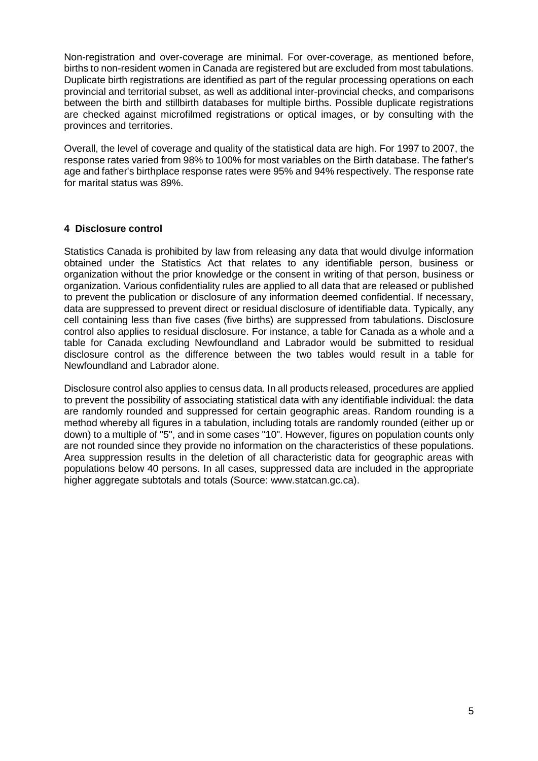Non-registration and over-coverage are minimal. For over-coverage, as mentioned before, births to non-resident women in Canada are registered but are excluded from most tabulations. Duplicate birth registrations are identified as part of the regular processing operations on each provincial and territorial subset, as well as additional inter-provincial checks, and comparisons between the birth and stillbirth databases for multiple births. Possible duplicate registrations are checked against microfilmed registrations or optical images, or by consulting with the provinces and territories.

Overall, the level of coverage and quality of the statistical data are high. For 1997 to 2007, the response rates varied from 98% to 100% for most variables on the Birth database. The father's age and father's birthplace response rates were 95% and 94% respectively. The response rate for marital status was 89%.

## 4 Disclosure control

Statistics Canada is prohibited by law from releasing any data that would divulge information obtained under the Statistics Act that relates to any identifiable person, business or organization without the prior knowledge or the consent in writing of that person, business or organization. Various confidentiality rules are applied to all data that are released or published to prevent the publication or disclosure of any information deemed confidential. If necessary, data are suppressed to prevent direct or residual disclosure of identifiable data. Typically, any cell containing less than five cases (five births) are suppressed from tabulations. Disclosure control also applies to residual disclosure. For instance, a table for Canada as a whole and a table for Canada excluding Newfoundland and Labrador would be submitted to residual disclosure control as the difference between the two tables would result in a table for Newfoundland and Labrador alone.

Disclosure control also applies to census data. In all products released, procedures are applied to prevent the possibility of associating statistical data with any identifiable individual: the data are randomly rounded and suppressed for certain geographic areas. Random rounding is a method whereby all figures in a tabulation, including totals are randomly rounded (either up or down) to a multiple of "5", and in some cases "10". However, figures on population counts only are not rounded since they provide no information on the characteristics of these populations. Area suppression results in the deletion of all characteristic data for geographic areas with populations below 40 persons. In all cases, suppressed data are included in the appropriate higher aggregate subtotals and totals (Source: www.statcan.gc.ca).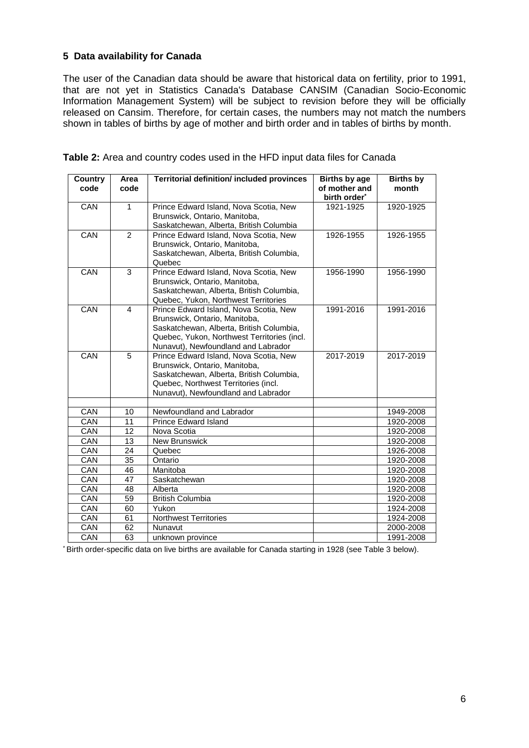## 5 Data availability for Canada

The user of the Canadian data should be aware that historical data on fertility, prior to 1991, that are not yet in Statistics Canada's Database CANSIM (Canadian Socio-Economic Information Management System) will be subject to revision before they will be officially released on Cansim. Therefore, for certain cases, the numbers may not match the numbers shown in tables of births by age of mother and birth order and in tables of births by month.

**Table 2:** Area and country codes used in the HFD input data files for Canada

| Country code | Area code | Territorial definition/ included provinces | Births by age of mother and birth order* | Births by month |
|---|---|---|---|---|
| CAN | 1 | Prince Edward Island, Nova Scotia, New Brunswick, Ontario, Manitoba, Saskatchewan, Alberta, British Columbia | 1921-1925 | 1920-1925 |
| CAN | 2 | Prince Edward Island, Nova Scotia, New Brunswick, Ontario, Manitoba, Saskatchewan, Alberta, British Columbia, Quebec | 1926-1955 | 1926-1955 |
| CAN | 3 | Prince Edward Island, Nova Scotia, New Brunswick, Ontario, Manitoba, Saskatchewan, Alberta, British Columbia, Quebec, Yukon, Northwest Territories | 1956-1990 | 1956-1990 |
| CAN | 4 | Prince Edward Island, Nova Scotia, New Brunswick, Ontario, Manitoba, Saskatchewan, Alberta, British Columbia, Quebec, Yukon, Northwest Territories (incl. Nunavut), Newfoundland and Labrador | 1991-2016 | 1991-2016 |
| CAN | 5 | Prince Edward Island, Nova Scotia, New Brunswick, Ontario, Manitoba, Saskatchewan, Alberta, British Columbia, Quebec, Northwest Territories (incl. Nunavut), Newfoundland and Labrador | 2017-2019 | 2017-2019 |
| | | | | |
| CAN | 10 | Newfoundland and Labrador | | 1949-2008 |
| CAN | 11 | Prince Edward Island | | 1920-2008 |
| CAN | 12 | Nova Scotia | | 1920-2008 |
| CAN | 13 | New Brunswick | | 1920-2008 |
| CAN | 24 | Quebec | | 1926-2008 |
| CAN | 35 | Ontario | | 1920-2008 |
| CAN | 46 | Manitoba | | 1920-2008 |
| CAN | 47 | Saskatchewan | | 1920-2008 |
| CAN | 48 | Alberta | | 1920-2008 |
| CAN | 59 | British Columbia | | 1920-2008 |
| CAN | 60 | Yukon | | 1924-2008 |
| CAN | 61 | Northwest Territories | | 1924-2008 |
| CAN | 62 | Nunavut | | 2000-2008 |
| CAN | 63 | unknown province | | 1991-2008 |

\* Birth order-specific data on live births are available for Canada starting in 1928 (see Table 3 below).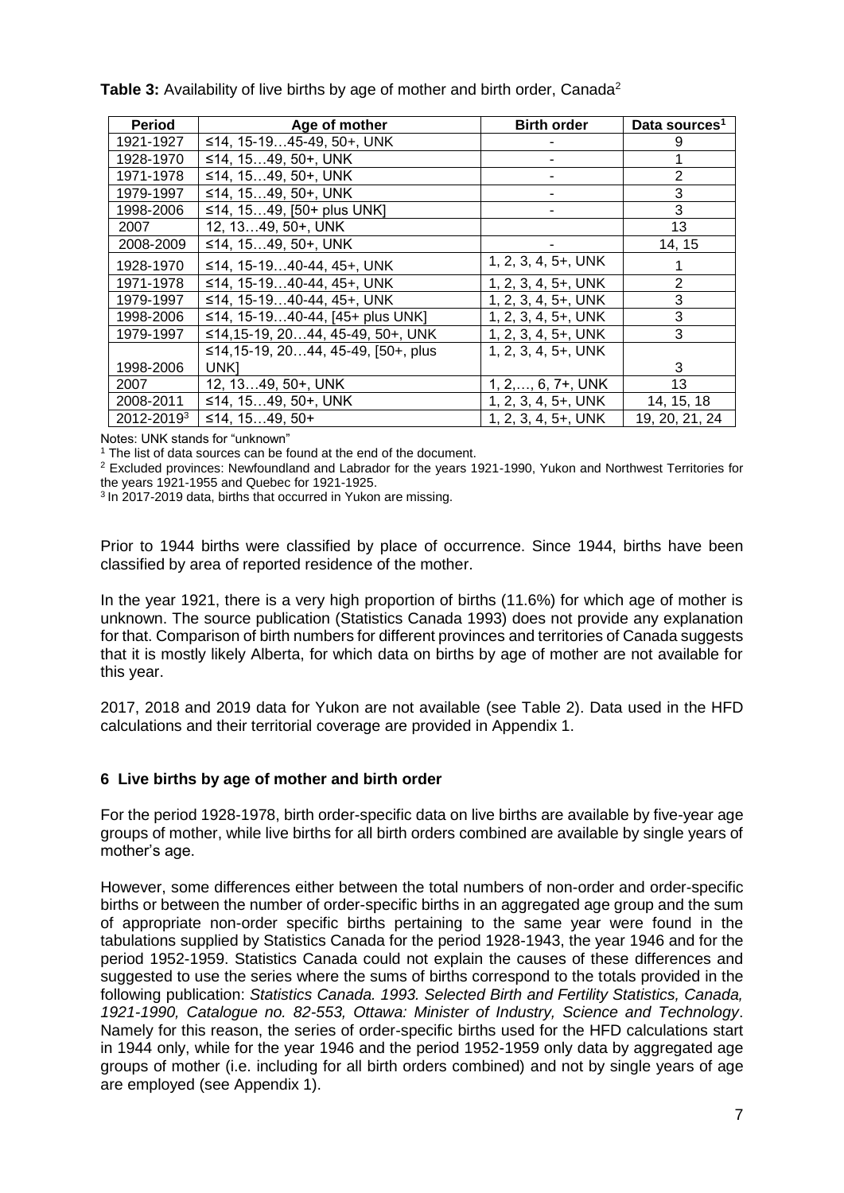**Table 3:** Availability of live births by age of mother and birth order, Canada[2]

| Period | Age of mother | Birth order | Data sources[1] |
|---|---|---|---|
| 1921-1927 | ≤14, 15-19…45-49, 50+, UNK | - | 9 |
| 1928-1970 | ≤14, 15…49, 50+, UNK | - | 1 |
| 1971-1978 | ≤14, 15…49, 50+, UNK | - | 2 |
| 1979-1997 | ≤14, 15…49, 50+, UNK | - | 3 |
| 1998-2006 | ≤14, 15…49, [50+ plus UNK] | - | 3 |
| 2007 | 12, 13…49, 50+, UNK | | 13 |
| 2008-2009 | ≤14, 15…49, 50+, UNK | - | 14, 15 |
| 1928-1970 | ≤14, 15-19…40-44, 45+, UNK | 1, 2, 3, 4, 5+, UNK | 1 |
| 1971-1978 | ≤14, 15-19…40-44, 45+, UNK | 1, 2, 3, 4, 5+, UNK | 2 |
| 1979-1997 | ≤14, 15-19…40-44, 45+, UNK | 1, 2, 3, 4, 5+, UNK | 3 |
| 1998-2006 | ≤14, 15-19…40-44, [45+ plus UNK] | 1, 2, 3, 4, 5+, UNK | 3 |
| 1979-1997 | ≤14,15-19, 20…44, 45-49, 50+, UNK | 1, 2, 3, 4, 5+, UNK | 3 |
| 1998-2006 | ≤14,15-19, 20…44, 45-49, [50+, plus UNK] | 1, 2, 3, 4, 5+, UNK | 3 |
| 2007 | 12, 13…49, 50+, UNK | 1, 2,…, 6, 7+, UNK | 13 |
| 2008-2011 | ≤14, 15…49, 50+, UNK | 1, 2, 3, 4, 5+, UNK | 14, 15, 18 |
| 2012-2019[3] | ≤14, 15…49, 50+ | 1, 2, 3, 4, 5+, UNK | 19, 20, 21, 24 |

Notes: UNK stands for "unknown"

[1] The list of data sources can be found at the end of the document.

[2] Excluded provinces: Newfoundland and Labrador for the years 1921-1990, Yukon and Northwest Territories for the years 1921-1955 and Quebec for 1921-1925.

[3] In 2017-2019 data, births that occurred in Yukon are missing.

Prior to 1944 births were classified by place of occurrence. Since 1944, births have been classified by area of reported residence of the mother.

In the year 1921, there is a very high proportion of births (11.6%) for which age of mother is unknown. The source publication (Statistics Canada 1993) does not provide any explanation for that. Comparison of birth numbers for different provinces and territories of Canada suggests that it is mostly likely Alberta, for which data on births by age of mother are not available for this year.

2017, 2018 and 2019 data for Yukon are not available (see Table 2). Data used in the HFD calculations and their territorial coverage are provided in Appendix 1.

## 6 Live births by age of mother and birth order

For the period 1928-1978, birth order-specific data on live births are available by five-year age groups of mother, while live births for all birth orders combined are available by single years of mother's age.

However, some differences either between the total numbers of non-order and order-specific births or between the number of order-specific births in an aggregated age group and the sum of appropriate non-order specific births pertaining to the same year were found in the tabulations supplied by Statistics Canada for the period 1928-1943, the year 1946 and for the period 1952-1959. Statistics Canada could not explain the causes of these differences and suggested to use the series where the sums of births correspond to the totals provided in the following publication: *Statistics Canada. 1993. Selected Birth and Fertility Statistics, Canada, 1921-1990, Catalogue no. 82-553, Ottawa: Minister of Industry, Science and Technology*. Namely for this reason, the series of order-specific births used for the HFD calculations start in 1944 only, while for the year 1946 and the period 1952-1959 only data by aggregated age groups of mother (i.e. including for all birth orders combined) and not by single years of age are employed (see Appendix 1).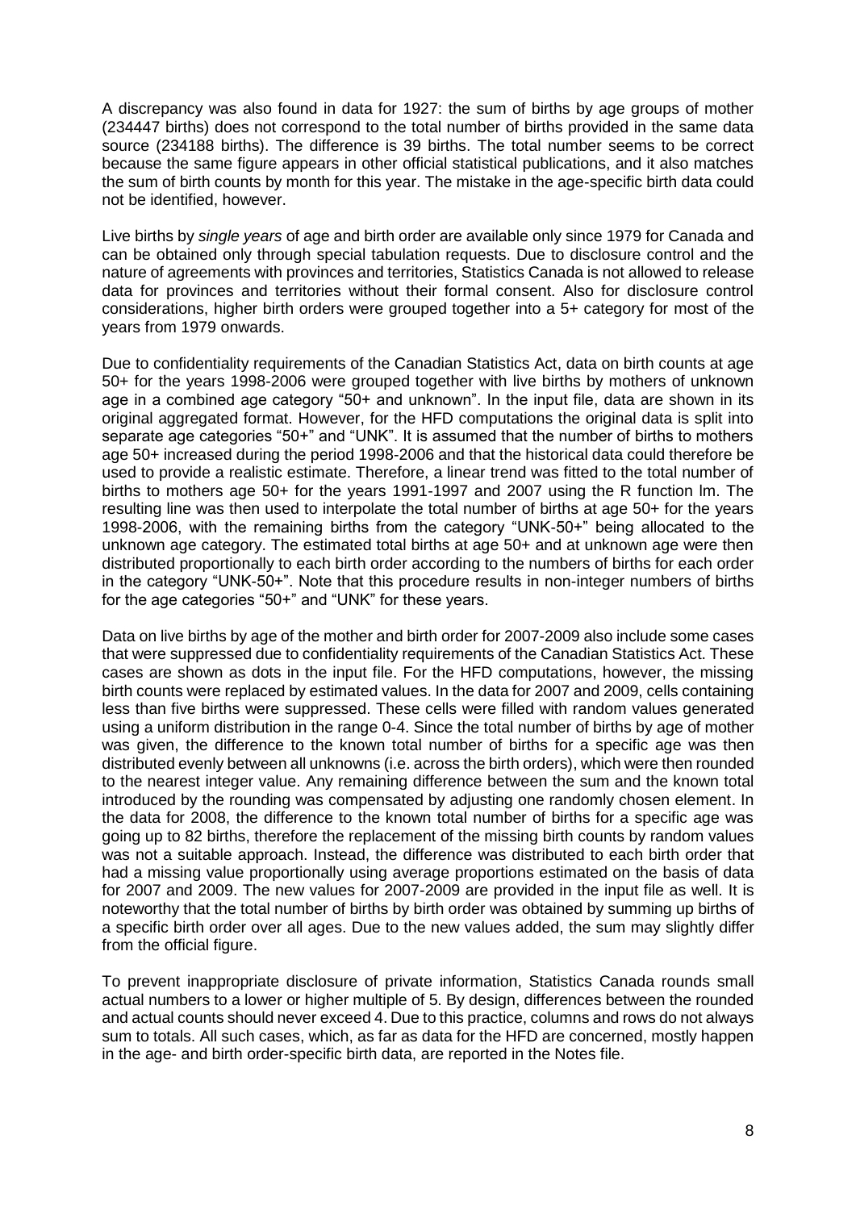A discrepancy was also found in data for 1927: the sum of births by age groups of mother (234447 births) does not correspond to the total number of births provided in the same data source (234188 births). The difference is 39 births. The total number seems to be correct because the same figure appears in other official statistical publications, and it also matches the sum of birth counts by month for this year. The mistake in the age-specific birth data could not be identified, however.

Live births by *single years* of age and birth order are available only since 1979 for Canada and can be obtained only through special tabulation requests. Due to disclosure control and the nature of agreements with provinces and territories, Statistics Canada is not allowed to release data for provinces and territories without their formal consent. Also for disclosure control considerations, higher birth orders were grouped together into a 5+ category for most of the years from 1979 onwards.

Due to confidentiality requirements of the Canadian Statistics Act, data on birth counts at age 50+ for the years 1998-2006 were grouped together with live births by mothers of unknown age in a combined age category "50+ and unknown". In the input file, data are shown in its original aggregated format. However, for the HFD computations the original data is split into separate age categories "50+" and "UNK". It is assumed that the number of births to mothers age 50+ increased during the period 1998-2006 and that the historical data could therefore be used to provide a realistic estimate. Therefore, a linear trend was fitted to the total number of births to mothers age 50+ for the years 1991-1997 and 2007 using the R function lm. The resulting line was then used to interpolate the total number of births at age 50+ for the years 1998-2006, with the remaining births from the category "UNK-50+" being allocated to the unknown age category. The estimated total births at age 50+ and at unknown age were then distributed proportionally to each birth order according to the numbers of births for each order in the category "UNK-50+". Note that this procedure results in non-integer numbers of births for the age categories "50+" and "UNK" for these years.

Data on live births by age of the mother and birth order for 2007-2009 also include some cases that were suppressed due to confidentiality requirements of the Canadian Statistics Act. These cases are shown as dots in the input file. For the HFD computations, however, the missing birth counts were replaced by estimated values. In the data for 2007 and 2009, cells containing less than five births were suppressed. These cells were filled with random values generated using a uniform distribution in the range 0-4. Since the total number of births by age of mother was given, the difference to the known total number of births for a specific age was then distributed evenly between all unknowns (i.e. across the birth orders), which were then rounded to the nearest integer value. Any remaining difference between the sum and the known total introduced by the rounding was compensated by adjusting one randomly chosen element. In the data for 2008, the difference to the known total number of births for a specific age was going up to 82 births, therefore the replacement of the missing birth counts by random values was not a suitable approach. Instead, the difference was distributed to each birth order that had a missing value proportionally using average proportions estimated on the basis of data for 2007 and 2009. The new values for 2007-2009 are provided in the input file as well. It is noteworthy that the total number of births by birth order was obtained by summing up births of a specific birth order over all ages. Due to the new values added, the sum may slightly differ from the official figure.

To prevent inappropriate disclosure of private information, Statistics Canada rounds small actual numbers to a lower or higher multiple of 5. By design, differences between the rounded and actual counts should never exceed 4. Due to this practice, columns and rows do not always sum to totals. All such cases, which, as far as data for the HFD are concerned, mostly happen in the age- and birth order-specific birth data, are reported in the Notes file.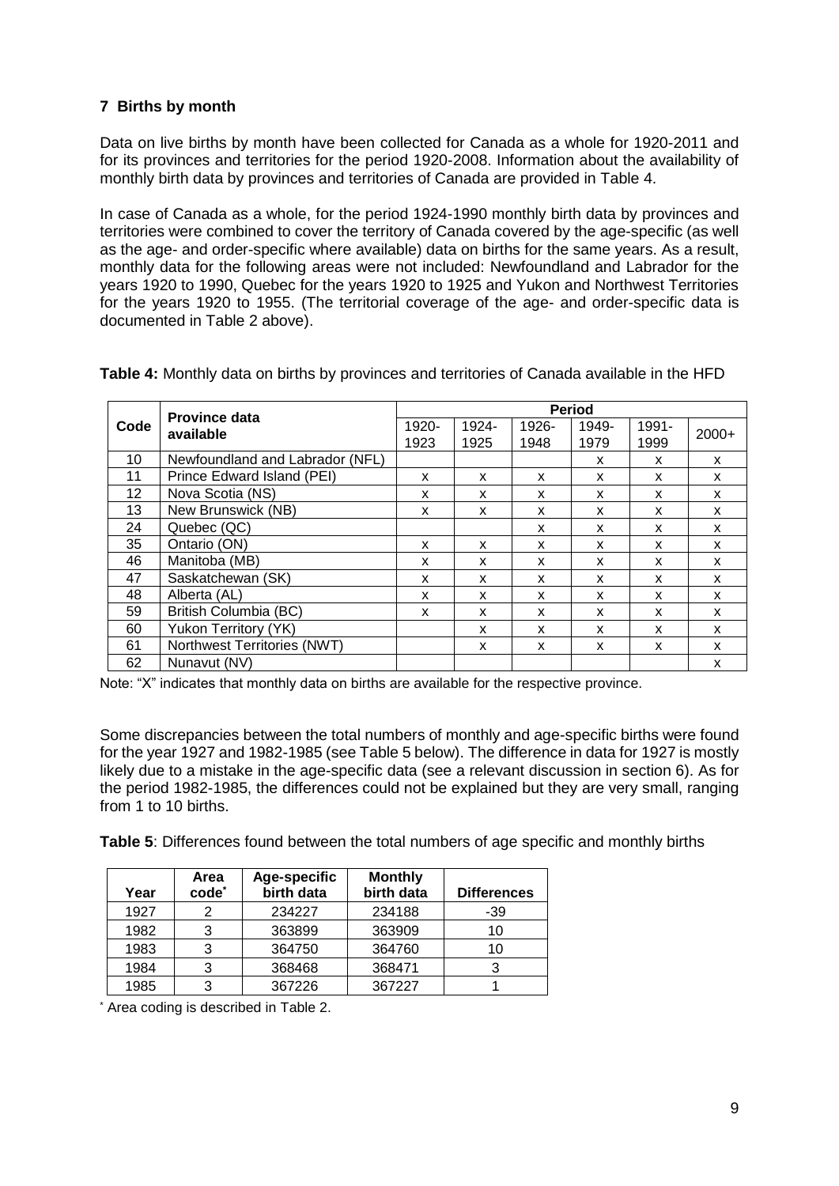## 7 Births by month

Data on live births by month have been collected for Canada as a whole for 1920-2011 and for its provinces and territories for the period 1920-2008. Information about the availability of monthly birth data by provinces and territories of Canada are provided in Table 4.

In case of Canada as a whole, for the period 1924-1990 monthly birth data by provinces and territories were combined to cover the territory of Canada covered by the age-specific (as well as the age- and order-specific where available) data on births for the same years. As a result, monthly data for the following areas were not included: Newfoundland and Labrador for the years 1920 to 1990, Quebec for the years 1920 to 1925 and Yukon and Northwest Territories for the years 1920 to 1955. (The territorial coverage of the age- and order-specific data is documented in Table 2 above).

**Table 4:** Monthly data on births by provinces and territories of Canada available in the HFD

| Code | Province data available | Period | | | | | |
|---|---|---|---|---|---|---|---|
| | | 1920-1923 | 1924-1925 | 1926-1948 | 1949-1979 | 1991-1999 | 2000+ |
| 10 | Newfoundland and Labrador (NFL) | | | | x | x | x |
| 11 | Prince Edward Island (PEI) | x | x | x | x | x | x |
| 12 | Nova Scotia (NS) | x | x | x | x | x | x |
| 13 | New Brunswick (NB) | x | x | x | x | x | x |
| 24 | Quebec (QC) | | | x | x | x | x |
| 35 | Ontario (ON) | x | x | x | x | x | x |
| 46 | Manitoba (MB) | x | x | x | x | x | x |
| 47 | Saskatchewan (SK) | x | x | x | x | x | x |
| 48 | Alberta (AL) | x | x | x | x | x | x |
| 59 | British Columbia (BC) | x | x | x | x | x | x |
| 60 | Yukon Territory (YK) | | x | x | x | x | x |
| 61 | Northwest Territories (NWT) | | x | x | x | x | x |
| 62 | Nunavut (NV) | | | | | | x |

Note: "X" indicates that monthly data on births are available for the respective province.

Some discrepancies between the total numbers of monthly and age-specific births were found for the year 1927 and 1982-1985 (see Table 5 below). The difference in data for 1927 is mostly likely due to a mistake in the age-specific data (see a relevant discussion in section 6). As for the period 1982-1985, the differences could not be explained but they are very small, ranging from 1 to 10 births.

**Table 5**: Differences found between the total numbers of age specific and monthly births

| Year | Area code* | Age-specific birth data | Monthly birth data | Differences |
|---|---|---|---|---|
| 1927 | 2 | 234227 | 234188 | -39 |
| 1982 | 3 | 363899 | 363909 | 10 |
| 1983 | 3 | 364750 | 364760 | 10 |
| 1984 | 3 | 368468 | 368471 | 3 |
| 1985 | 3 | 367226 | 367227 | 1 |

* Area coding is described in Table 2.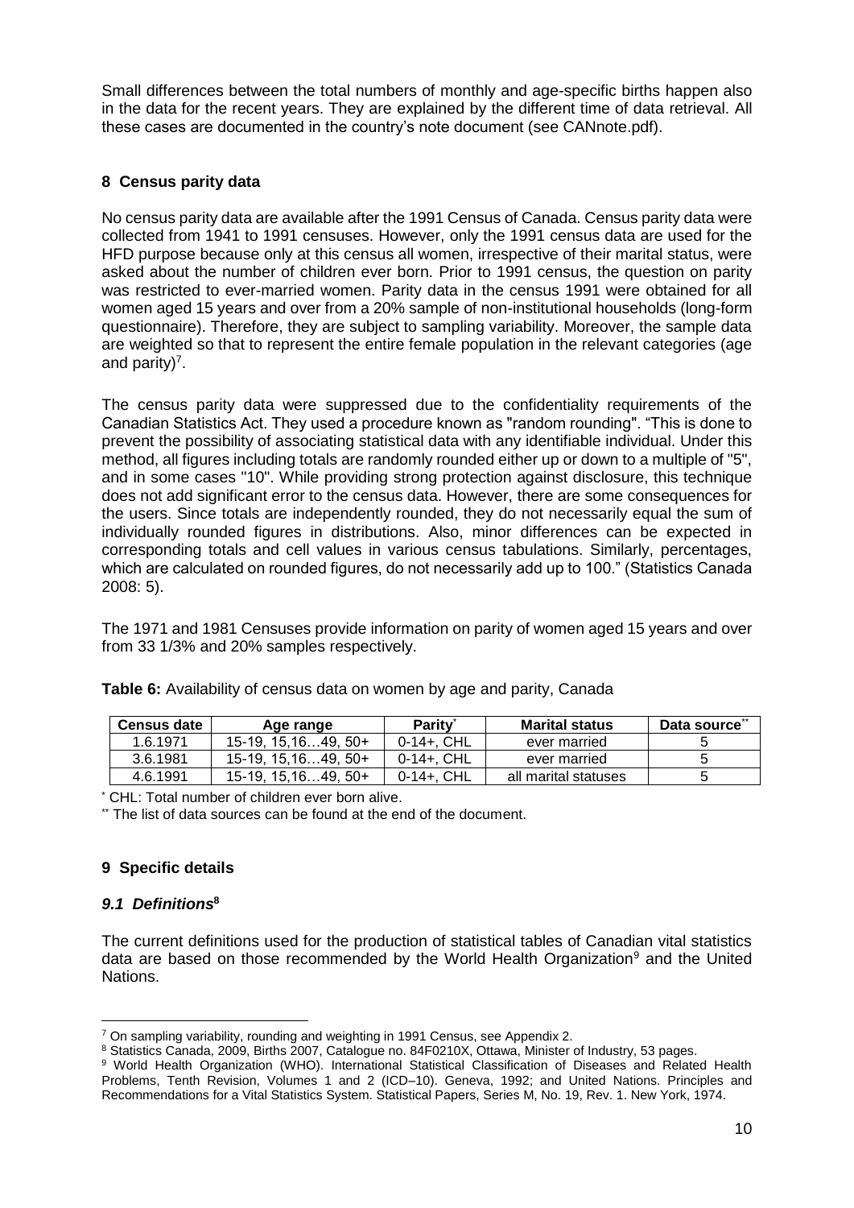Small differences between the total numbers of monthly and age-specific births happen also in the data for the recent years. They are explained by the different time of data retrieval. All these cases are documented in the country's note document (see CANnote.pdf).

## 8 Census parity data

No census parity data are available after the 1991 Census of Canada. Census parity data were collected from 1941 to 1991 censuses. However, only the 1991 census data are used for the HFD purpose because only at this census all women, irrespective of their marital status, were asked about the number of children ever born. Prior to 1991 census, the question on parity was restricted to ever-married women. Parity data in the census 1991 were obtained for all women aged 15 years and over from a 20% sample of non-institutional households (long-form questionnaire). Therefore, they are subject to sampling variability. Moreover, the sample data are weighted so that to represent the entire female population in the relevant categories (age and parity)[7].

The census parity data were suppressed due to the confidentiality requirements of the Canadian Statistics Act. They used a procedure known as "random rounding". "This is done to prevent the possibility of associating statistical data with any identifiable individual. Under this method, all figures including totals are randomly rounded either up or down to a multiple of "5", and in some cases "10". While providing strong protection against disclosure, this technique does not add significant error to the census data. However, there are some consequences for the users. Since totals are independently rounded, they do not necessarily equal the sum of individually rounded figures in distributions. Also, minor differences can be expected in corresponding totals and cell values in various census tabulations. Similarly, percentages, which are calculated on rounded figures, do not necessarily add up to 100." (Statistics Canada 2008: 5).

The 1971 and 1981 Censuses provide information on parity of women aged 15 years and over from 33 1/3% and 20% samples respectively.

**Table 6:** Availability of census data on women by age and parity, Canada

| Census date | Age range | Parity* | Marital status | Data source** |
|---|---|---|---|---|
| 1.6.1971 | 15-19, 15,16…49, 50+ | 0-14+, CHL | ever married | 5 |
| 3.6.1981 | 15-19, 15,16…49, 50+ | 0-14+, CHL | ever married | 5 |
| 4.6.1991 | 15-19, 15,16…49, 50+ | 0-14+, CHL | all marital statuses | 5 |

* CHL: Total number of children ever born alive.

** The list of data sources can be found at the end of the document.

## 9 Specific details

### *9.1 Definitions*[8]

The current definitions used for the production of statistical tables of Canadian vital statistics data are based on those recommended by the World Health Organization[9] and the United Nations.

---

[7] On sampling variability, rounding and weighting in 1991 Census, see Appendix 2.

[8] Statistics Canada, 2009, Births 2007, Catalogue no. 84F0210X, Ottawa, Minister of Industry, 53 pages.

[9] World Health Organization (WHO). International Statistical Classification of Diseases and Related Health Problems, Tenth Revision, Volumes 1 and 2 (ICD–10). Geneva, 1992; and United Nations. Principles and Recommendations for a Vital Statistics System. Statistical Papers, Series M, No. 19, Rev. 1. New York, 1974.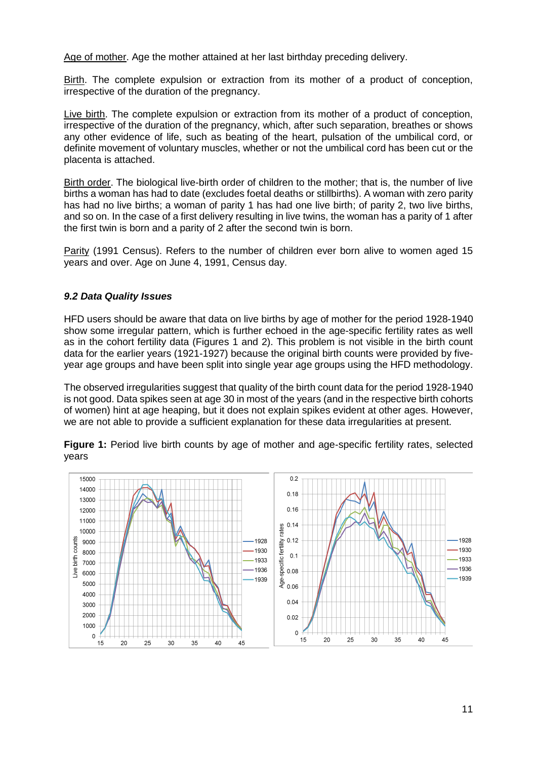Age of mother. Age the mother attained at her last birthday preceding delivery.

Birth. The complete expulsion or extraction from its mother of a product of conception, irrespective of the duration of the pregnancy.

Live birth. The complete expulsion or extraction from its mother of a product of conception, irrespective of the duration of the pregnancy, which, after such separation, breathes or shows any other evidence of life, such as beating of the heart, pulsation of the umbilical cord, or definite movement of voluntary muscles, whether or not the umbilical cord has been cut or the placenta is attached.

Birth order. The biological live-birth order of children to the mother; that is, the number of live births a woman has had to date (excludes foetal deaths or stillbirths). A woman with zero parity has had no live births; a woman of parity 1 has had one live birth; of parity 2, two live births, and so on. In the case of a first delivery resulting in live twins, the woman has a parity of 1 after the first twin is born and a parity of 2 after the second twin is born.

Parity (1991 Census). Refers to the number of children ever born alive to women aged 15 years and over. Age on June 4, 1991, Census day.

### *9.2 Data Quality Issues*

HFD users should be aware that data on live births by age of mother for the period 1928-1940 show some irregular pattern, which is further echoed in the age-specific fertility rates as well as in the cohort fertility data (Figures 1 and 2). This problem is not visible in the birth count data for the earlier years (1921-1927) because the original birth counts were provided by five-year age groups and have been split into single year age groups using the HFD methodology.

The observed irregularities suggest that quality of the birth count data for the period 1928-1940 is not good. Data spikes seen at age 30 in most of the years (and in the respective birth cohorts of women) hint at age heaping, but it does not explain spikes evident at other ages. However, we are not able to provide a sufficient explanation for these data irregularities at present.

**Figure 1:** Period live birth counts by age of mother and age-specific fertility rates, selected years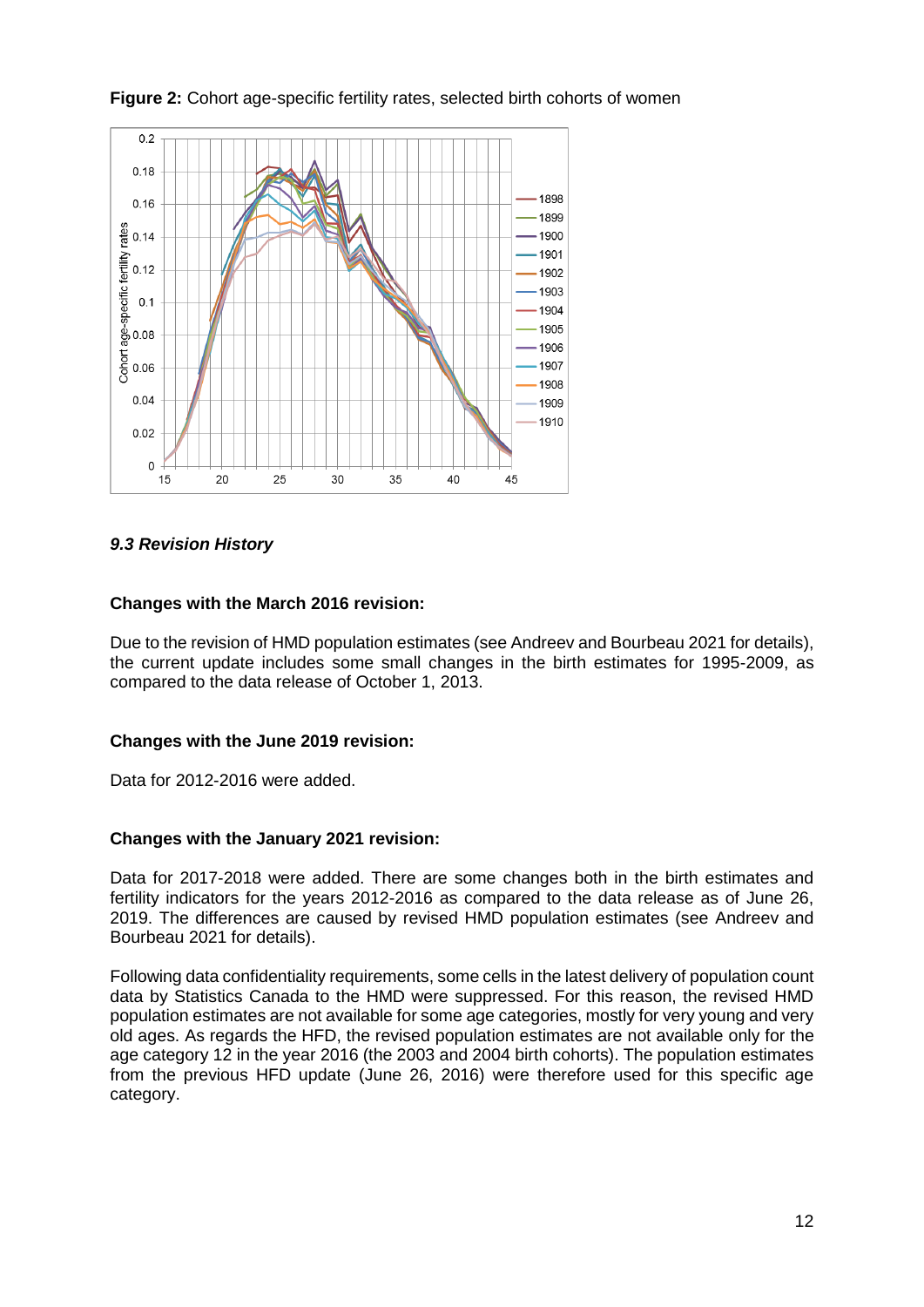**Figure 2:** Cohort age-specific fertility rates, selected birth cohorts of women

### *9.3 Revision History*

**Changes with the March 2016 revision:**

Due to the revision of HMD population estimates (see Andreev and Bourbeau 2021 for details), the current update includes some small changes in the birth estimates for 1995-2009, as compared to the data release of October 1, 2013.

**Changes with the June 2019 revision:**

Data for 2012-2016 were added.

**Changes with the January 2021 revision:**

Data for 2017-2018 were added. There are some changes both in the birth estimates and fertility indicators for the years 2012-2016 as compared to the data release as of June 26, 2019. The differences are caused by revised HMD population estimates (see Andreev and Bourbeau 2021 for details).

Following data confidentiality requirements, some cells in the latest delivery of population count data by Statistics Canada to the HMD were suppressed. For this reason, the revised HMD population estimates are not available for some age categories, mostly for very young and very old ages. As regards the HFD, the revised population estimates are not available only for the age category 12 in the year 2016 (the 2003 and 2004 birth cohorts). The population estimates from the previous HFD update (June 26, 2016) were therefore used for this specific age category.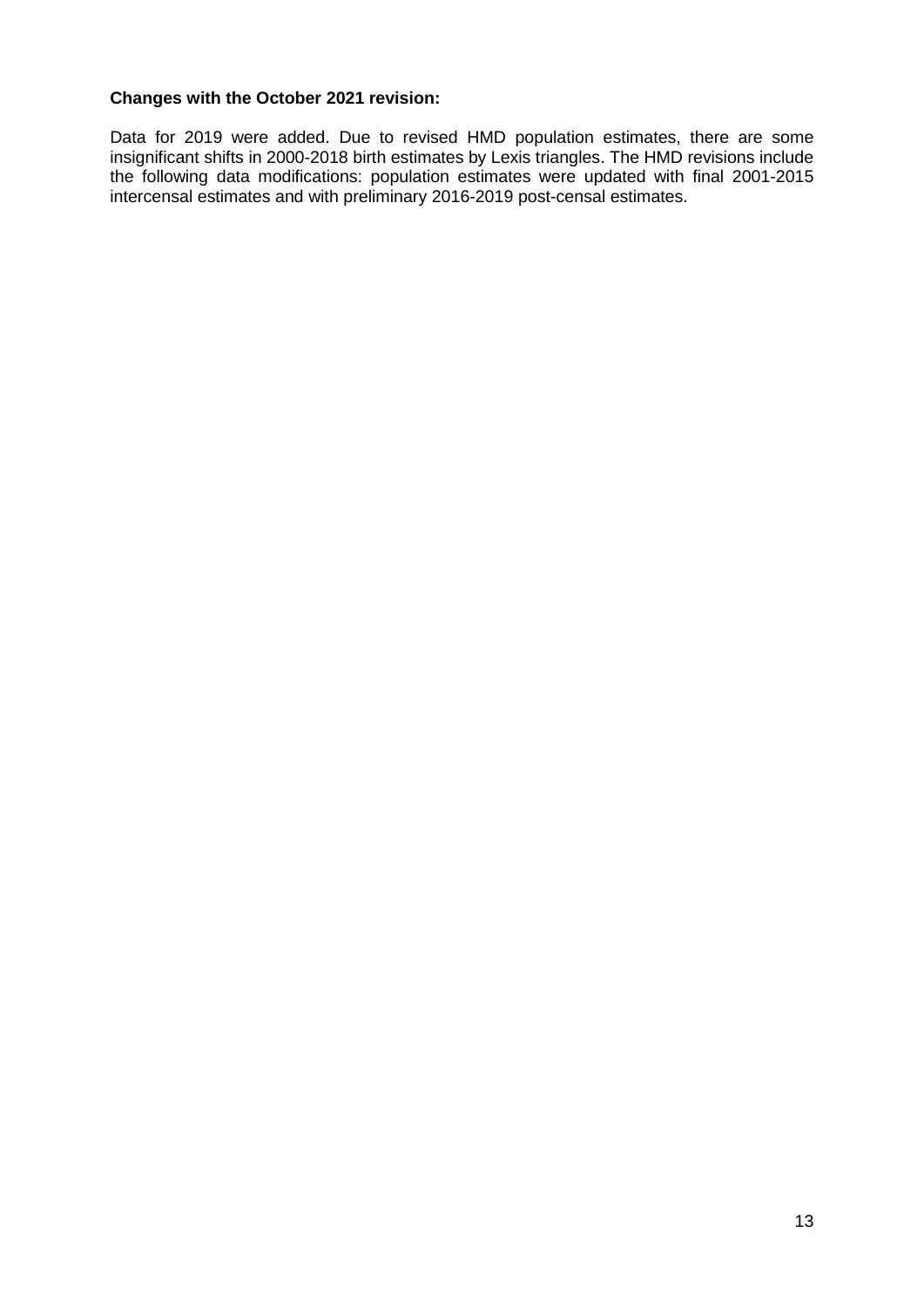**Changes with the October 2021 revision:**

Data for 2019 were added. Due to revised HMD population estimates, there are some insignificant shifts in 2000-2018 birth estimates by Lexis triangles. The HMD revisions include the following data modifications: population estimates were updated with final 2001-2015 intercensal estimates and with preliminary 2016-2019 post-censal estimates.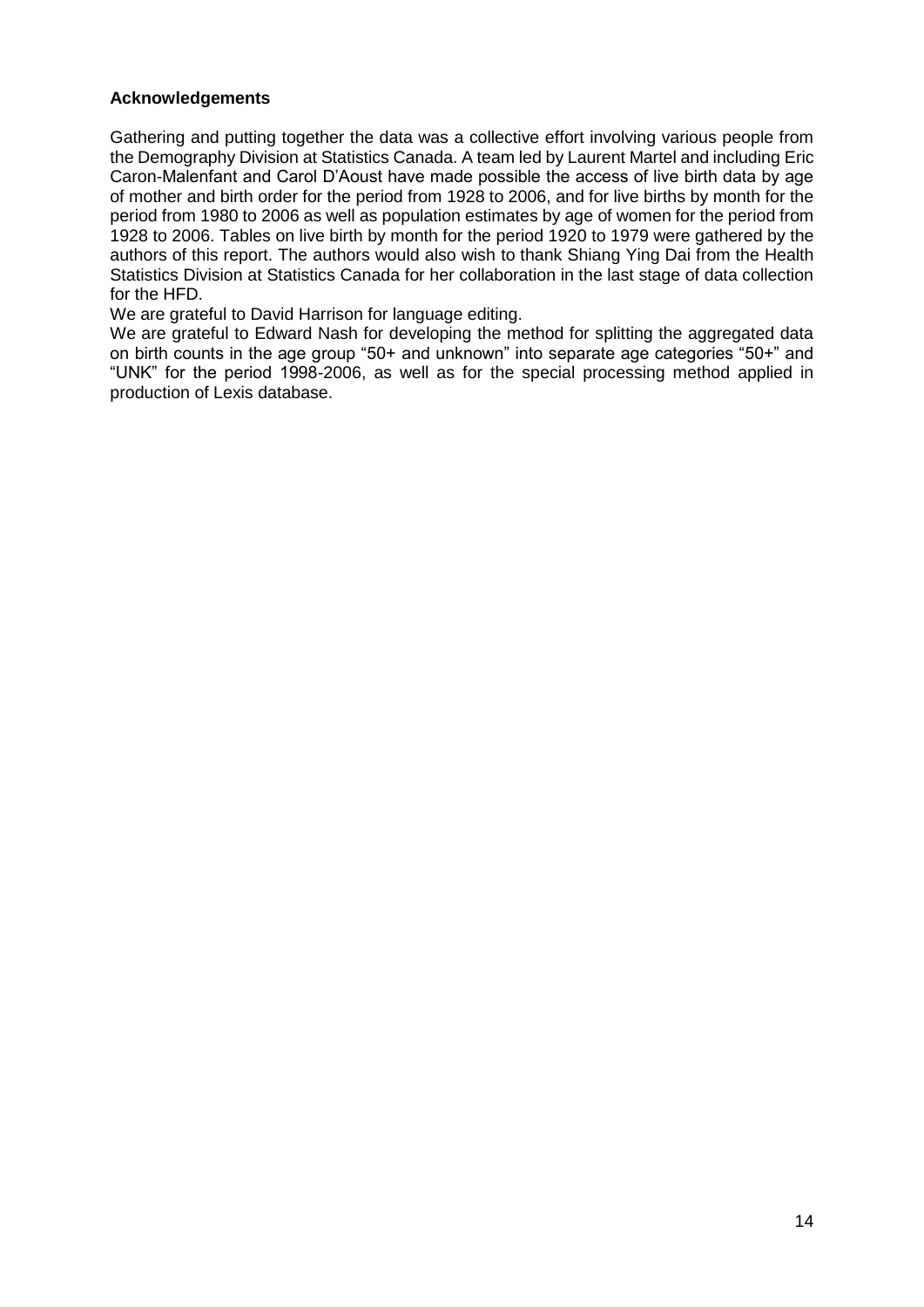**Acknowledgements**

Gathering and putting together the data was a collective effort involving various people from the Demography Division at Statistics Canada. A team led by Laurent Martel and including Eric Caron-Malenfant and Carol D'Aoust have made possible the access of live birth data by age of mother and birth order for the period from 1928 to 2006, and for live births by month for the period from 1980 to 2006 as well as population estimates by age of women for the period from 1928 to 2006. Tables on live birth by month for the period 1920 to 1979 were gathered by the authors of this report. The authors would also wish to thank Shiang Ying Dai from the Health Statistics Division at Statistics Canada for her collaboration in the last stage of data collection for the HFD.

We are grateful to David Harrison for language editing.

We are grateful to Edward Nash for developing the method for splitting the aggregated data on birth counts in the age group "50+ and unknown" into separate age categories "50+" and "UNK" for the period 1998-2006, as well as for the special processing method applied in production of Lexis database.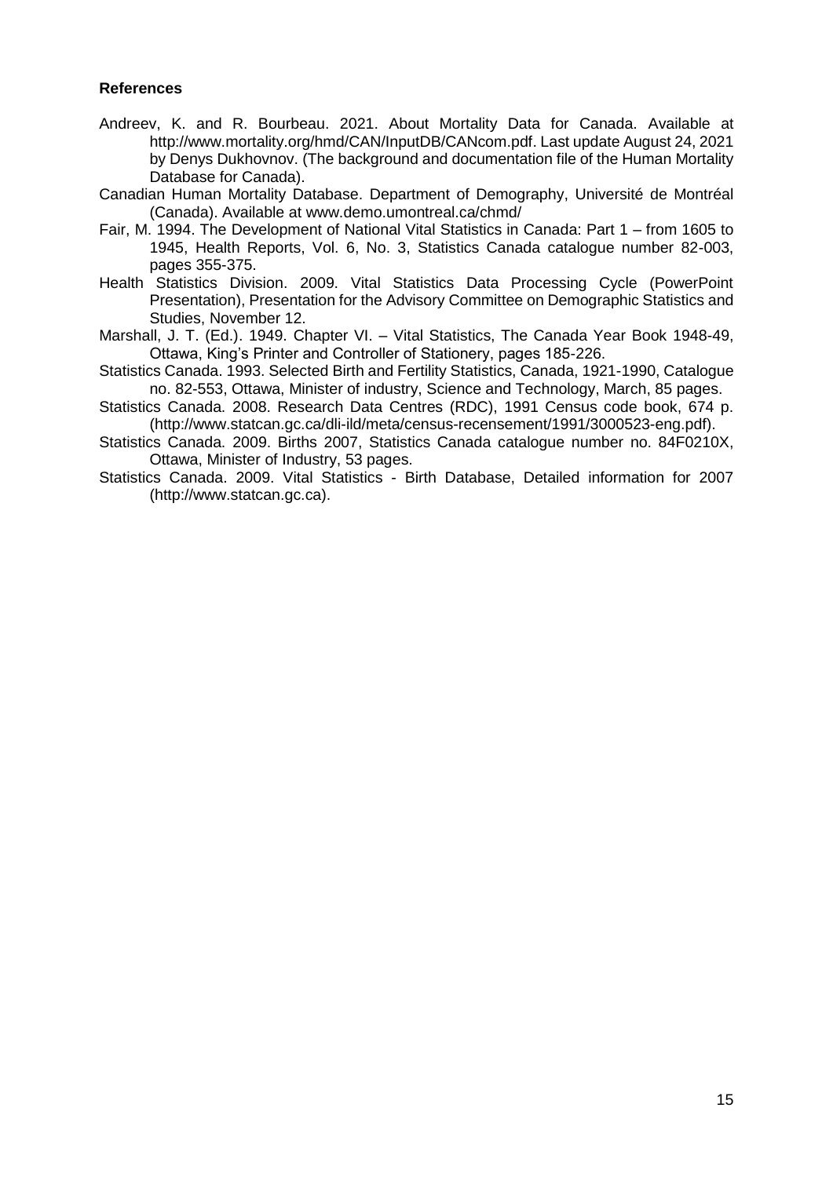**References**

Andreev, K. and R. Bourbeau. 2021. About Mortality Data for Canada. Available at http://www.mortality.org/hmd/CAN/InputDB/CANcom.pdf. Last update August 24, 2021 by Denys Dukhovnov. (The background and documentation file of the Human Mortality Database for Canada).

Canadian Human Mortality Database. Department of Demography, Université de Montréal (Canada). Available at www.demo.umontreal.ca/chmd/

Fair, M. 1994. The Development of National Vital Statistics in Canada: Part 1 – from 1605 to 1945, Health Reports, Vol. 6, No. 3, Statistics Canada catalogue number 82-003, pages 355-375.

Health Statistics Division. 2009. Vital Statistics Data Processing Cycle (PowerPoint Presentation), Presentation for the Advisory Committee on Demographic Statistics and Studies, November 12.

Marshall, J. T. (Ed.). 1949. Chapter VI. – Vital Statistics, The Canada Year Book 1948-49, Ottawa, King's Printer and Controller of Stationery, pages 185-226.

Statistics Canada. 1993. Selected Birth and Fertility Statistics, Canada, 1921-1990, Catalogue no. 82-553, Ottawa, Minister of industry, Science and Technology, March, 85 pages.

Statistics Canada. 2008. Research Data Centres (RDC), 1991 Census code book, 674 p. (http://www.statcan.gc.ca/dli-ild/meta/census-recensement/1991/3000523-eng.pdf).

Statistics Canada. 2009. Births 2007, Statistics Canada catalogue number no. 84F0210X, Ottawa, Minister of Industry, 53 pages.

Statistics Canada. 2009. Vital Statistics - Birth Database, Detailed information for 2007 (http://www.statcan.gc.ca).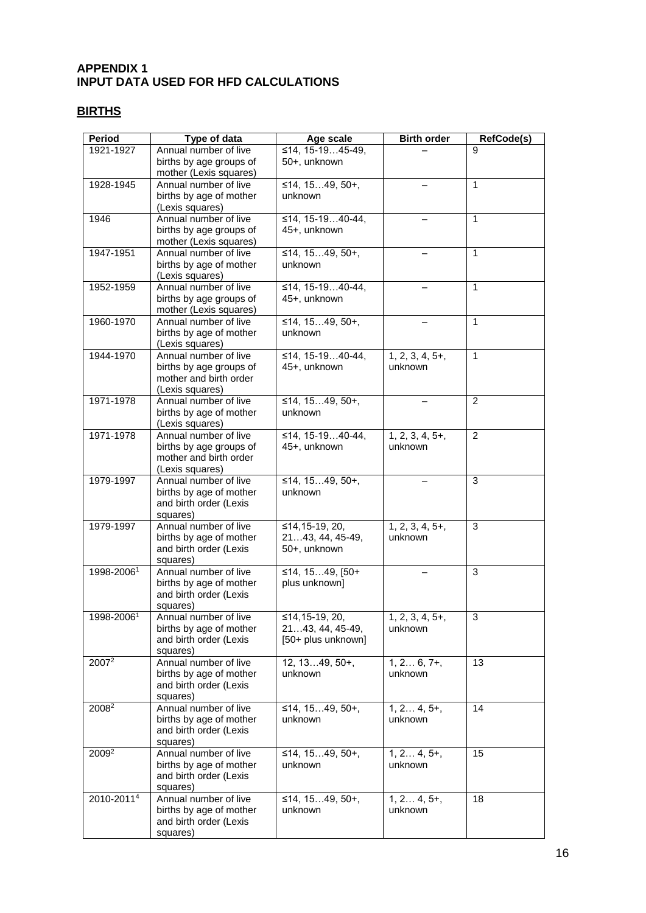**APPENDIX 1**
**INPUT DATA USED FOR HFD CALCULATIONS**

## BIRTHS

| Period | Type of data | Age scale | Birth order | RefCode(s) |
|---|---|---|---|---|
| 1921-1927 | Annual number of live births by age groups of mother (Lexis squares) | ≤14, 15-19…45-49, 50+, unknown | – | 9 |
| 1928-1945 | Annual number of live births by age of mother (Lexis squares) | ≤14, 15…49, 50+, unknown | – | 1 |
| 1946 | Annual number of live births by age groups of mother (Lexis squares) | ≤14, 15-19…40-44, 45+, unknown | – | 1 |
| 1947-1951 | Annual number of live births by age of mother (Lexis squares) | ≤14, 15…49, 50+, unknown | – | 1 |
| 1952-1959 | Annual number of live births by age groups of mother (Lexis squares) | ≤14, 15-19…40-44, 45+, unknown | – | 1 |
| 1960-1970 | Annual number of live births by age of mother (Lexis squares) | ≤14, 15…49, 50+, unknown | – | 1 |
| 1944-1970 | Annual number of live births by age groups of mother and birth order (Lexis squares) | ≤14, 15-19…40-44, 45+, unknown | 1, 2, 3, 4, 5+, unknown | 1 |
| 1971-1978 | Annual number of live births by age of mother (Lexis squares) | ≤14, 15…49, 50+, unknown | – | 2 |
| 1971-1978 | Annual number of live births by age groups of mother and birth order (Lexis squares) | ≤14, 15-19…40-44, 45+, unknown | 1, 2, 3, 4, 5+, unknown | 2 |
| 1979-1997 | Annual number of live births by age of mother and birth order (Lexis squares) | ≤14, 15…49, 50+, unknown | – | 3 |
| 1979-1997 | Annual number of live births by age of mother and birth order (Lexis squares) | ≤14,15-19, 20, 21…43, 44, 45-49, 50+, unknown | 1, 2, 3, 4, 5+, unknown | 3 |
| 1998-2006[1] | Annual number of live births by age of mother and birth order (Lexis squares) | ≤14, 15…49, [50+ plus unknown] | – | 3 |
| 1998-2006[1] | Annual number of live births by age of mother and birth order (Lexis squares) | ≤14,15-19, 20, 21…43, 44, 45-49, [50+ plus unknown] | 1, 2, 3, 4, 5+, unknown | 3 |
| 2007[2] | Annual number of live births by age of mother and birth order (Lexis squares) | 12, 13…49, 50+, unknown | 1, 2… 6, 7+, unknown | 13 |
| 2008[2] | Annual number of live births by age of mother and birth order (Lexis squares) | ≤14, 15…49, 50+, unknown | 1, 2… 4, 5+, unknown | 14 |
| 2009[2] | Annual number of live births by age of mother and birth order (Lexis squares) | ≤14, 15…49, 50+, unknown | 1, 2… 4, 5+, unknown | 15 |
| 2010-2011[4] | Annual number of live births by age of mother and birth order (Lexis squares) | ≤14, 15…49, 50+, unknown | 1, 2… 4, 5+, unknown | 18 |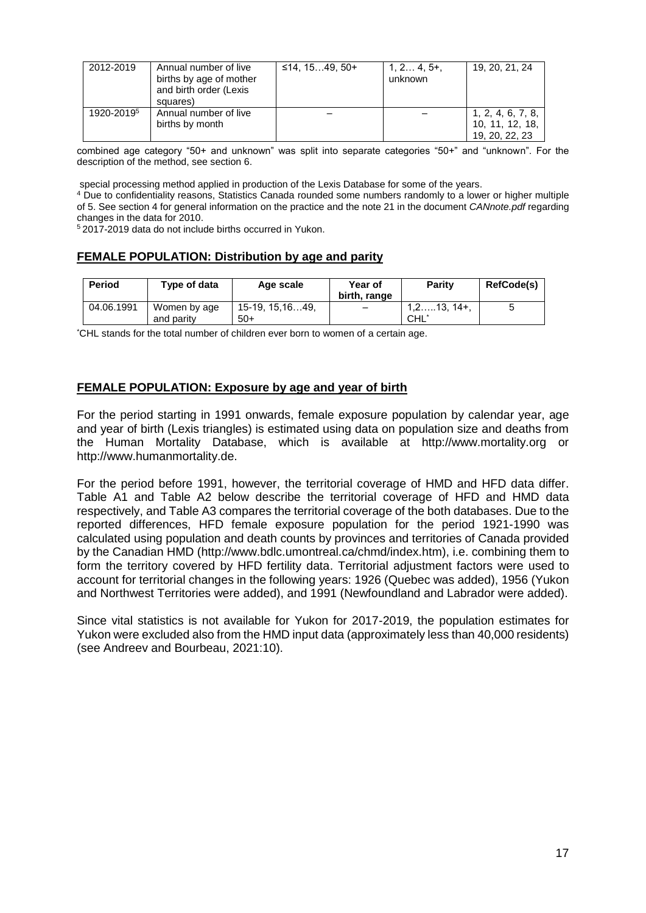| 2012-2019 | Annual number of live births by age of mother and birth order (Lexis squares) | ≤14, 15…49, 50+ | 1, 2… 4, 5+, unknown | 19, 20, 21, 24 |
|---|---|---|---|---|
| 1920-2019[5] | Annual number of live births by month | – | – | 1, 2, 4, 6, 7, 8, 10, 11, 12, 18, 19, 20, 22, 23 |

combined age category "50+ and unknown" was split into separate categories "50+" and "unknown". For the description of the method, see section 6.

special processing method applied in production of the Lexis Database for some of the years.

[4] Due to confidentiality reasons, Statistics Canada rounded some numbers randomly to a lower or higher multiple of 5. See section 4 for general information on the practice and the note 21 in the document *CANnote.pdf* regarding changes in the data for 2010.

[5] 2017-2019 data do not include births occurred in Yukon.

## FEMALE POPULATION: Distribution by age and parity

| Period | Type of data | Age scale | Year of birth, range | Parity | RefCode(s) |
|---|---|---|---|---|---|
| 04.06.1991 | Women by age and parity | 15-19, 15,16…49, 50+ | – | 1,2…..13, 14+, CHL* | 5 |

*CHL stands for the total number of children ever born to women of a certain age.

## FEMALE POPULATION: Exposure by age and year of birth

For the period starting in 1991 onwards, female exposure population by calendar year, age and year of birth (Lexis triangles) is estimated using data on population size and deaths from the Human Mortality Database, which is available at http://www.mortality.org or http://www.humanmortality.de.

For the period before 1991, however, the territorial coverage of HMD and HFD data differ. Table A1 and Table A2 below describe the territorial coverage of HFD and HMD data respectively, and Table A3 compares the territorial coverage of the both databases. Due to the reported differences, HFD female exposure population for the period 1921-1990 was calculated using population and death counts by provinces and territories of Canada provided by the Canadian HMD (http://www.bdlc.umontreal.ca/chmd/index.htm), i.e. combining them to form the territory covered by HFD fertility data. Territorial adjustment factors were used to account for territorial changes in the following years: 1926 (Quebec was added), 1956 (Yukon and Northwest Territories were added), and 1991 (Newfoundland and Labrador were added).

Since vital statistics is not available for Yukon for 2017-2019, the population estimates for Yukon were excluded also from the HMD input data (approximately less than 40,000 residents) (see Andreev and Bourbeau, 2021:10).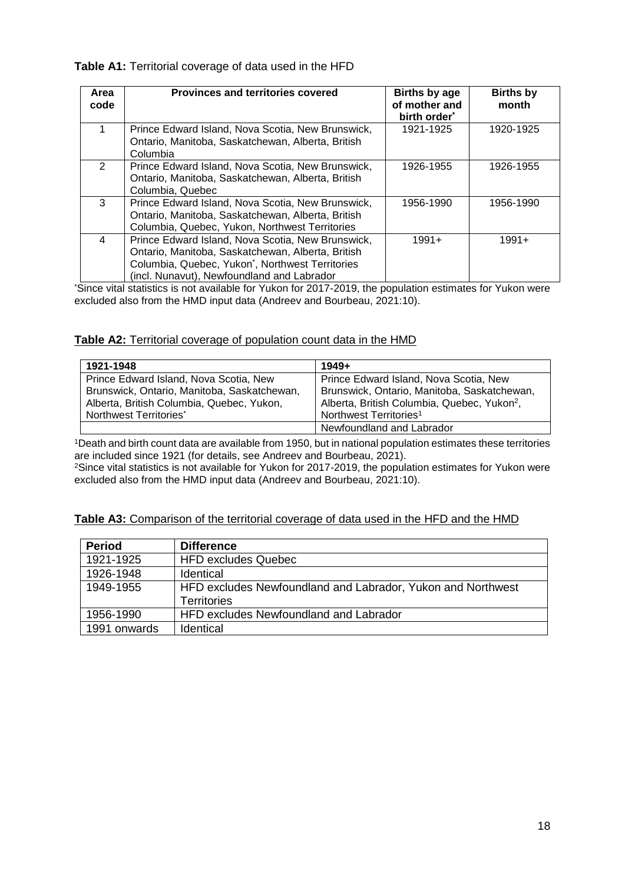**Table A1:** Territorial coverage of data used in the HFD

| Area code | Provinces and territories covered | Births by age of mother and birth order* | Births by month |
|---|---|---|---|
| 1 | Prince Edward Island, Nova Scotia, New Brunswick, Ontario, Manitoba, Saskatchewan, Alberta, British Columbia | 1921-1925 | 1920-1925 |
| 2 | Prince Edward Island, Nova Scotia, New Brunswick, Ontario, Manitoba, Saskatchewan, Alberta, British Columbia, Quebec | 1926-1955 | 1926-1955 |
| 3 | Prince Edward Island, Nova Scotia, New Brunswick, Ontario, Manitoba, Saskatchewan, Alberta, British Columbia, Quebec, Yukon, Northwest Territories | 1956-1990 | 1956-1990 |
| 4 | Prince Edward Island, Nova Scotia, New Brunswick, Ontario, Manitoba, Saskatchewan, Alberta, British Columbia, Quebec, Yukon*, Northwest Territories (incl. Nunavut), Newfoundland and Labrador | 1991+ | 1991+ |

*Since vital statistics is not available for Yukon for 2017-2019, the population estimates for Yukon were excluded also from the HMD input data (Andreev and Bourbeau, 2021:10).

**Table A2:** Territorial coverage of population count data in the HMD

| 1921-1948 | 1949+ |
|---|---|
| Prince Edward Island, Nova Scotia, New Brunswick, Ontario, Manitoba, Saskatchewan, Alberta, British Columbia, Quebec, Yukon, Northwest Territories* | Prince Edward Island, Nova Scotia, New Brunswick, Ontario, Manitoba, Saskatchewan, Alberta, British Columbia, Quebec, Yukon[2], Northwest Territories[1] |
| | Newfoundland and Labrador |

[1]Death and birth count data are available from 1950, but in national population estimates these territories are included since 1921 (for details, see Andreev and Bourbeau, 2021).
[2]Since vital statistics is not available for Yukon for 2017-2019, the population estimates for Yukon were excluded also from the HMD input data (Andreev and Bourbeau, 2021:10).

**Table A3:** Comparison of the territorial coverage of data used in the HFD and the HMD

| Period | Difference |
|---|---|
| 1921-1925 | HFD excludes Quebec |
| 1926-1948 | Identical |
| 1949-1955 | HFD excludes Newfoundland and Labrador, Yukon and Northwest Territories |
| 1956-1990 | HFD excludes Newfoundland and Labrador |
| 1991 onwards | Identical |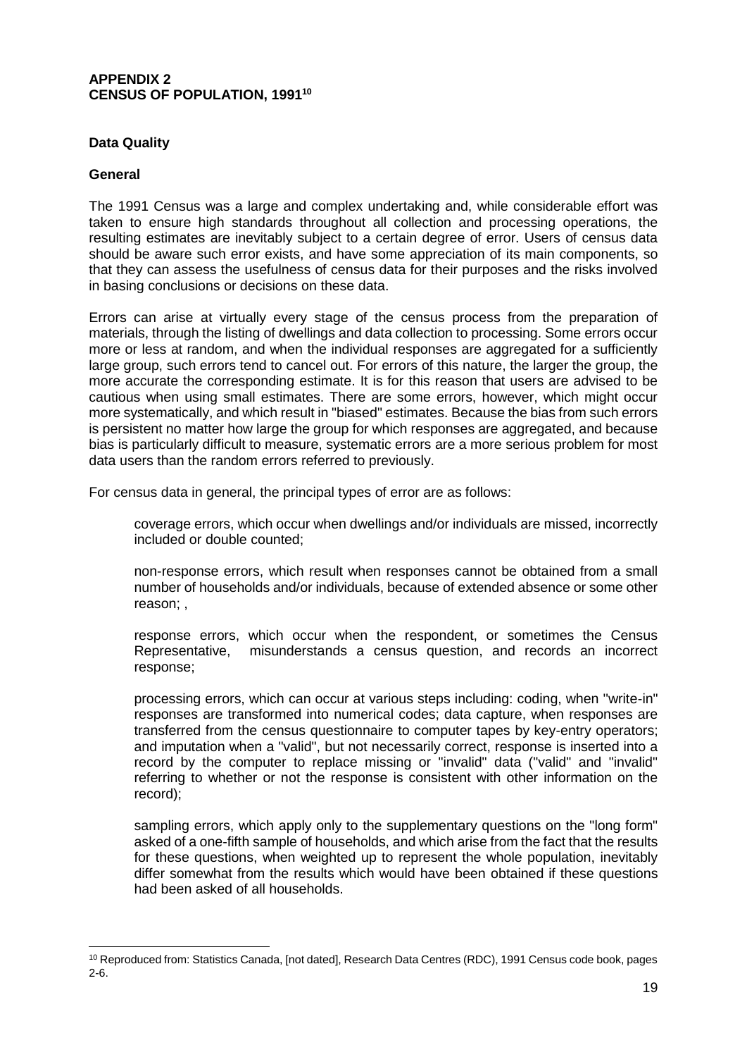## APPENDIX 2
## CENSUS OF POPULATION, 1991[10]

### Data Quality

### General

The 1991 Census was a large and complex undertaking and, while considerable effort was taken to ensure high standards throughout all collection and processing operations, the resulting estimates are inevitably subject to a certain degree of error. Users of census data should be aware such error exists, and have some appreciation of its main components, so that they can assess the usefulness of census data for their purposes and the risks involved in basing conclusions or decisions on these data.

Errors can arise at virtually every stage of the census process from the preparation of materials, through the listing of dwellings and data collection to processing. Some errors occur more or less at random, and when the individual responses are aggregated for a sufficiently large group, such errors tend to cancel out. For errors of this nature, the larger the group, the more accurate the corresponding estimate. It is for this reason that users are advised to be cautious when using small estimates. There are some errors, however, which might occur more systematically, and which result in "biased" estimates. Because the bias from such errors is persistent no matter how large the group for which responses are aggregated, and because bias is particularly difficult to measure, systematic errors are a more serious problem for most data users than the random errors referred to previously.

For census data in general, the principal types of error are as follows:

coverage errors, which occur when dwellings and/or individuals are missed, incorrectly included or double counted;

non-response errors, which result when responses cannot be obtained from a small number of households and/or individuals, because of extended absence or some other reason; ,

response errors, which occur when the respondent, or sometimes the Census Representative, misunderstands a census question, and records an incorrect response;

processing errors, which can occur at various steps including: coding, when "write-in" responses are transformed into numerical codes; data capture, when responses are transferred from the census questionnaire to computer tapes by key-entry operators; and imputation when a "valid", but not necessarily correct, response is inserted into a record by the computer to replace missing or "invalid" data ("valid" and "invalid" referring to whether or not the response is consistent with other information on the record);

sampling errors, which apply only to the supplementary questions on the "long form" asked of a one-fifth sample of households, and which arise from the fact that the results for these questions, when weighted up to represent the whole population, inevitably differ somewhat from the results which would have been obtained if these questions had been asked of all households.

---

[10] Reproduced from: Statistics Canada, [not dated], Research Data Centres (RDC), 1991 Census code book, pages 2-6.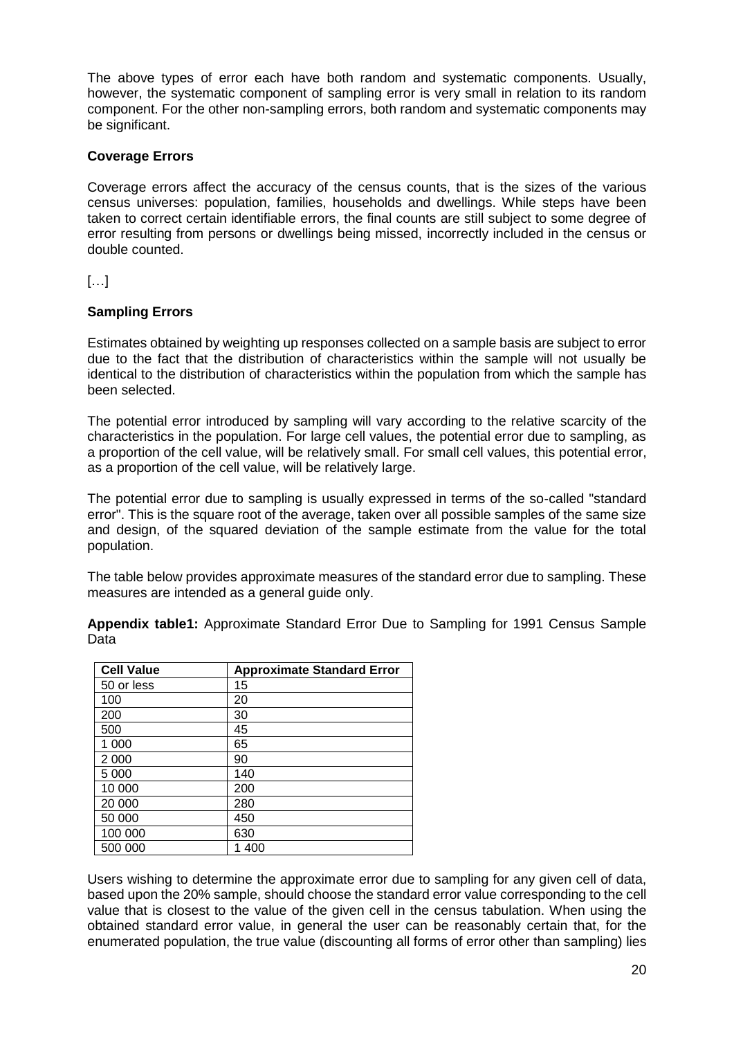The above types of error each have both random and systematic components. Usually, however, the systematic component of sampling error is very small in relation to its random component. For the other non-sampling errors, both random and systematic components may be significant.

**Coverage Errors**

Coverage errors affect the accuracy of the census counts, that is the sizes of the various census universes: population, families, households and dwellings. While steps have been taken to correct certain identifiable errors, the final counts are still subject to some degree of error resulting from persons or dwellings being missed, incorrectly included in the census or double counted.

[…]

**Sampling Errors**

Estimates obtained by weighting up responses collected on a sample basis are subject to error due to the fact that the distribution of characteristics within the sample will not usually be identical to the distribution of characteristics within the population from which the sample has been selected.

The potential error introduced by sampling will vary according to the relative scarcity of the characteristics in the population. For large cell values, the potential error due to sampling, as a proportion of the cell value, will be relatively small. For small cell values, this potential error, as a proportion of the cell value, will be relatively large.

The potential error due to sampling is usually expressed in terms of the so-called "standard error". This is the square root of the average, taken over all possible samples of the same size and design, of the squared deviation of the sample estimate from the value for the total population.

The table below provides approximate measures of the standard error due to sampling. These measures are intended as a general guide only.

**Appendix table1:** Approximate Standard Error Due to Sampling for 1991 Census Sample Data

| Cell Value | Approximate Standard Error |
|---|---|
| 50 or less | 15 |
| 100 | 20 |
| 200 | 30 |
| 500 | 45 |
| 1 000 | 65 |
| 2 000 | 90 |
| 5 000 | 140 |
| 10 000 | 200 |
| 20 000 | 280 |
| 50 000 | 450 |
| 100 000 | 630 |
| 500 000 | 1 400 |

Users wishing to determine the approximate error due to sampling for any given cell of data, based upon the 20% sample, should choose the standard error value corresponding to the cell value that is closest to the value of the given cell in the census tabulation. When using the obtained standard error value, in general the user can be reasonably certain that, for the enumerated population, the true value (discounting all forms of error other than sampling) lies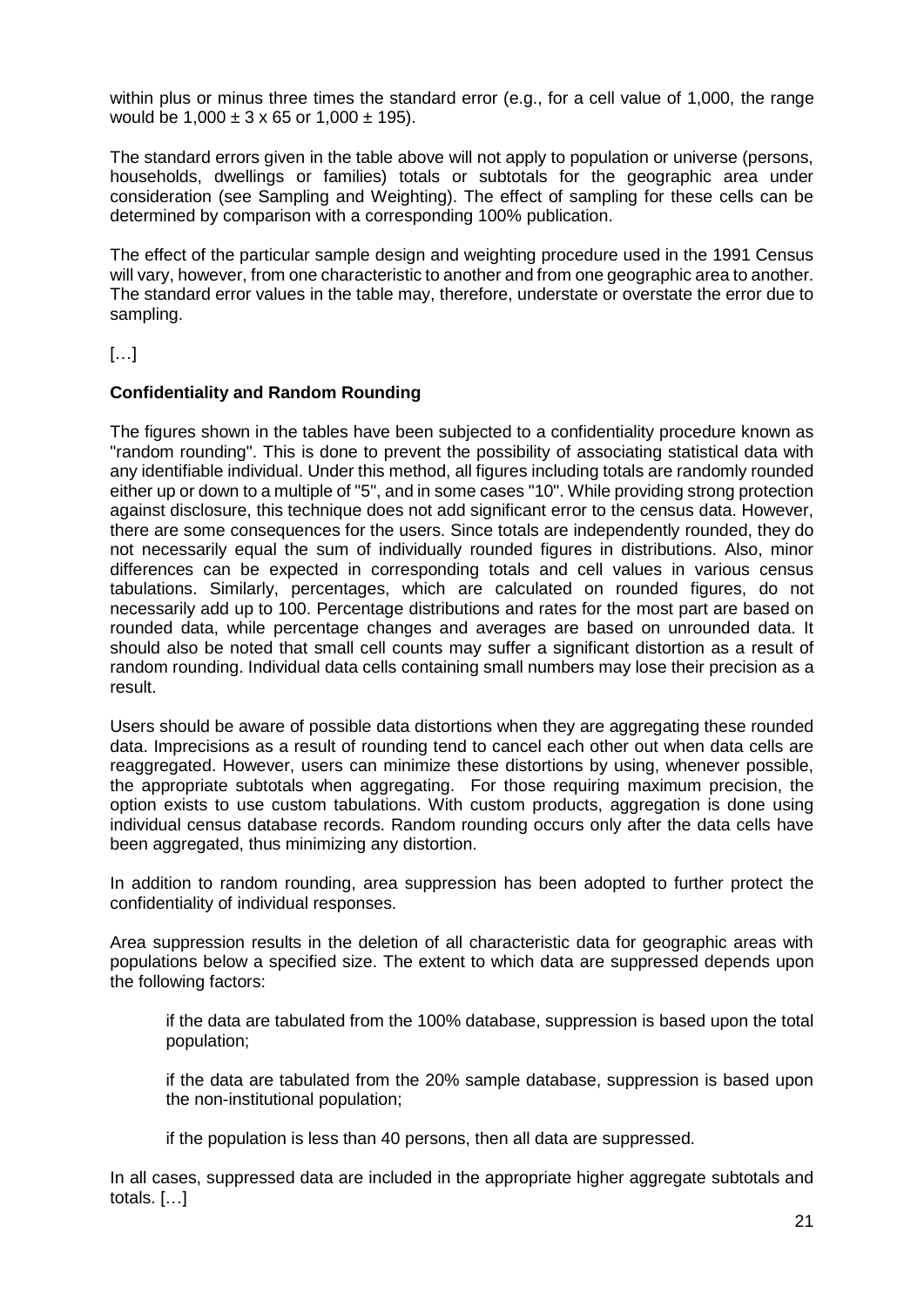within plus or minus three times the standard error (e.g., for a cell value of 1,000, the range would be $1{,}000 \pm 3 \times 65$ or $1{,}000 \pm 195$).

The standard errors given in the table above will not apply to population or universe (persons, households, dwellings or families) totals or subtotals for the geographic area under consideration (see Sampling and Weighting). The effect of sampling for these cells can be determined by comparison with a corresponding 100% publication.

The effect of the particular sample design and weighting procedure used in the 1991 Census will vary, however, from one characteristic to another and from one geographic area to another. The standard error values in the table may, therefore, understate or overstate the error due to sampling.

[…]

**Confidentiality and Random Rounding**

The figures shown in the tables have been subjected to a confidentiality procedure known as "random rounding". This is done to prevent the possibility of associating statistical data with any identifiable individual. Under this method, all figures including totals are randomly rounded either up or down to a multiple of "5", and in some cases "10". While providing strong protection against disclosure, this technique does not add significant error to the census data. However, there are some consequences for the users. Since totals are independently rounded, they do not necessarily equal the sum of individually rounded figures in distributions. Also, minor differences can be expected in corresponding totals and cell values in various census tabulations. Similarly, percentages, which are calculated on rounded figures, do not necessarily add up to 100. Percentage distributions and rates for the most part are based on rounded data, while percentage changes and averages are based on unrounded data. It should also be noted that small cell counts may suffer a significant distortion as a result of random rounding. Individual data cells containing small numbers may lose their precision as a result.

Users should be aware of possible data distortions when they are aggregating these rounded data. Imprecisions as a result of rounding tend to cancel each other out when data cells are reaggregated. However, users can minimize these distortions by using, whenever possible, the appropriate subtotals when aggregating. For those requiring maximum precision, the option exists to use custom tabulations. With custom products, aggregation is done using individual census database records. Random rounding occurs only after the data cells have been aggregated, thus minimizing any distortion.

In addition to random rounding, area suppression has been adopted to further protect the confidentiality of individual responses.

Area suppression results in the deletion of all characteristic data for geographic areas with populations below a specified size. The extent to which data are suppressed depends upon the following factors:

> if the data are tabulated from the 100% database, suppression is based upon the total population;
>
> if the data are tabulated from the 20% sample database, suppression is based upon the non-institutional population;
>
> if the population is less than 40 persons, then all data are suppressed.

In all cases, suppressed data are included in the appropriate higher aggregate subtotals and totals. […]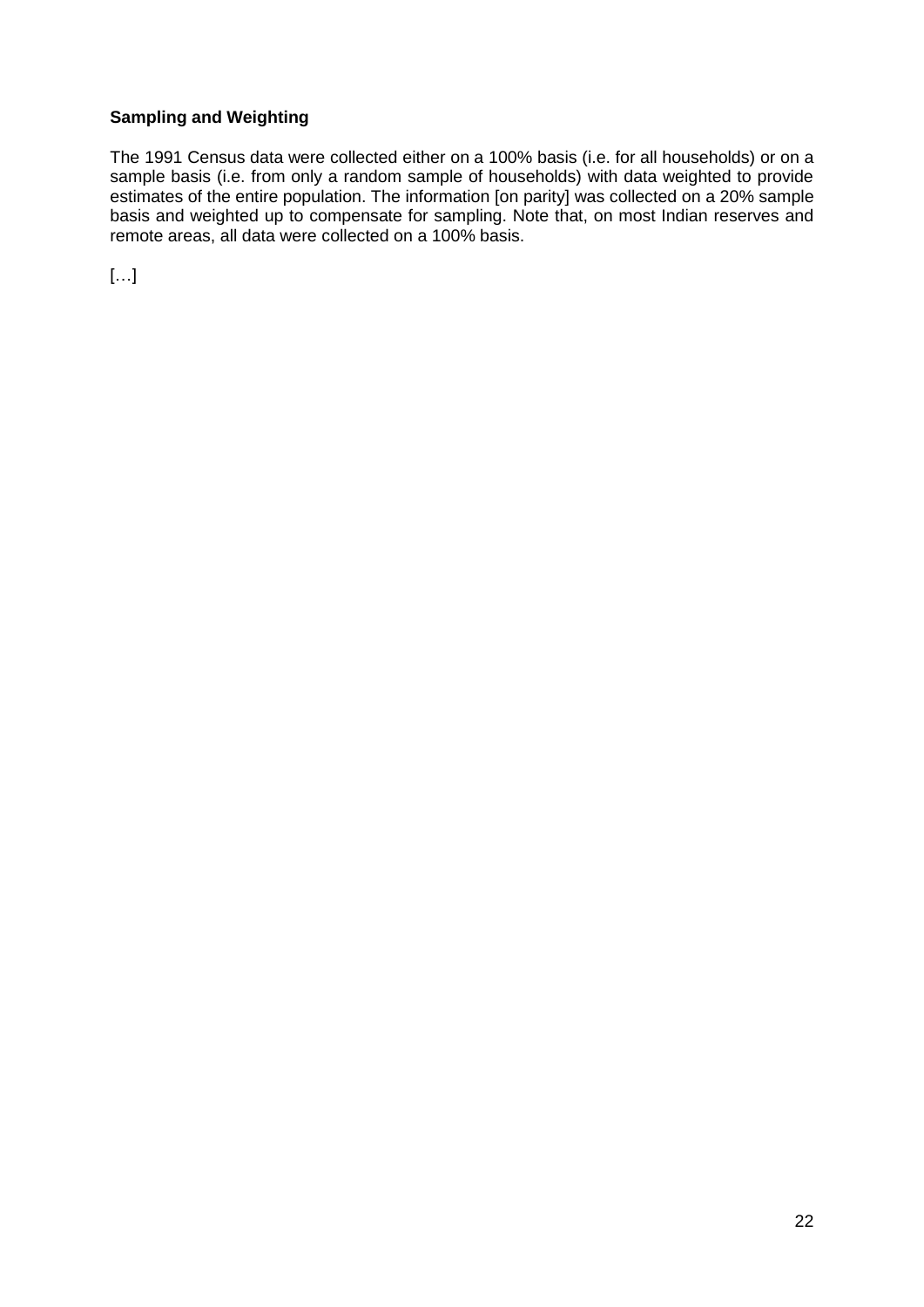**Sampling and Weighting**

The 1991 Census data were collected either on a 100% basis (i.e. for all households) or on a sample basis (i.e. from only a random sample of households) with data weighted to provide estimates of the entire population. The information [on parity] was collected on a 20% sample basis and weighted up to compensate for sampling. Note that, on most Indian reserves and remote areas, all data were collected on a 100% basis.

[…]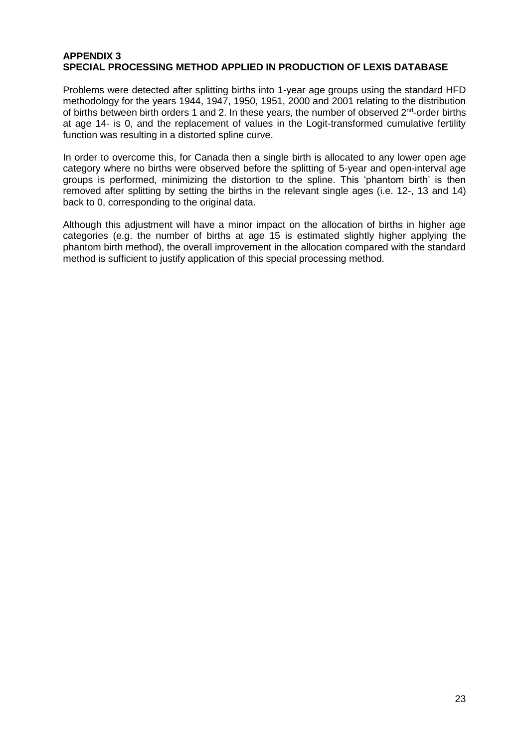**APPENDIX 3**
**SPECIAL PROCESSING METHOD APPLIED IN PRODUCTION OF LEXIS DATABASE**

Problems were detected after splitting births into 1-year age groups using the standard HFD methodology for the years 1944, 1947, 1950, 1951, 2000 and 2001 relating to the distribution of births between birth orders 1 and 2. In these years, the number of observed $2^{nd}$-order births at age 14- is 0, and the replacement of values in the Logit-transformed cumulative fertility function was resulting in a distorted spline curve.

In order to overcome this, for Canada then a single birth is allocated to any lower open age category where no births were observed before the splitting of 5-year and open-interval age groups is performed, minimizing the distortion to the spline. This 'phantom birth' is then removed after splitting by setting the births in the relevant single ages (i.e. 12-, 13 and 14) back to 0, corresponding to the original data.

Although this adjustment will have a minor impact on the allocation of births in higher age categories (e.g. the number of births at age 15 is estimated slightly higher applying the phantom birth method), the overall improvement in the allocation compared with the standard method is sufficient to justify application of this special processing method.